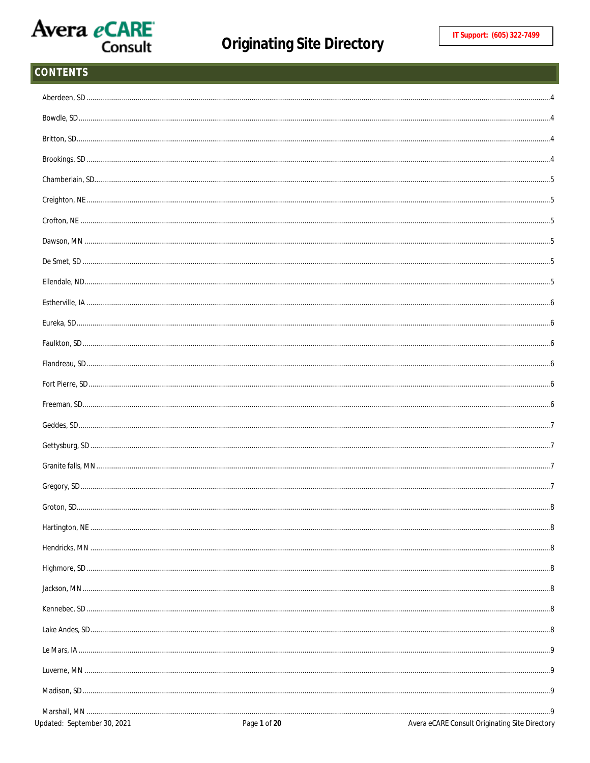# Originating Site Directory

IT Support: (605) 322-7499

## CONTENTS

Aberdeen, SD ........ 4
Bowdle, SD ........ 4
Britton, SD ........ 4
Brookings, SD ........ 4
Chamberlain, SD ........ 5
Creighton, NE ........ 5
Crofton, NE ........ 5
Dawson, MN ........ 5
De Smet, SD ........ 5
Ellendale, ND ........ 5
Estherville, IA ........ 6
Eureka, SD ........ 6
Faulkton, SD ........ 6
Flandreau, SD ........ 6
Fort Pierre, SD ........ 6
Freeman, SD ........ 6
Geddes, SD ........ 7
Gettysburg, SD ........ 7
Granite falls, MN ........ 7
Gregory, SD ........ 7
Groton, SD ........ 8
Hartington, NE ........ 8
Hendricks, MN ........ 8
Highmore, SD ........ 8
Jackson, MN ........ 8
Kennebec, SD ........ 8
Lake Andes, SD ........ 8
Le Mars, IA ........ 9
Luverne, MN ........ 9
Madison, SD ........ 9
Marshall, MN ........ 9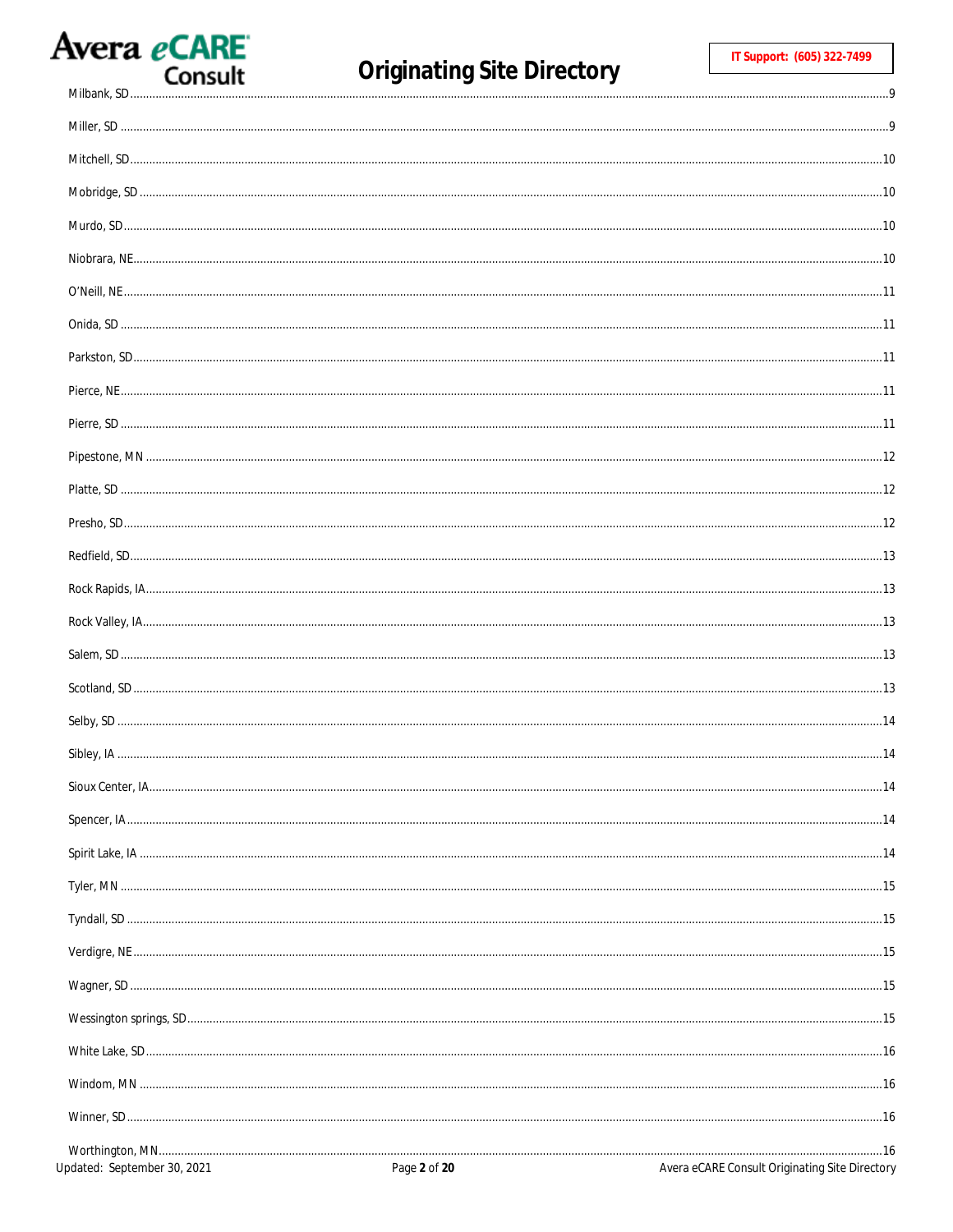Milbank, SD .......... 9

Miller, SD .......... 9

Mitchell, SD .......... 10

Mobridge, SD .......... 10

Murdo, SD .......... 10

Niobrara, NE .......... 10

O'Neill, NE .......... 11

Onida, SD .......... 11

Parkston, SD .......... 11

Pierce, NE .......... 11

Pierre, SD .......... 11

Pipestone, MN .......... 12

Platte, SD .......... 12

Presho, SD .......... 12

Redfield, SD .......... 13

Rock Rapids, IA .......... 13

Rock Valley, IA .......... 13

Salem, SD .......... 13

Scotland, SD .......... 13

Selby, SD .......... 14

Sibley, IA .......... 14

Sioux Center, IA .......... 14

Spencer, IA .......... 14

Spirit Lake, IA .......... 14

Tyler, MN .......... 15

Tyndall, SD .......... 15

Verdigre, NE .......... 15

Wagner, SD .......... 15

Wessington springs, SD .......... 15

White Lake, SD .......... 16

Windom, MN .......... 16

Winner, SD .......... 16

Worthington, MN .......... 16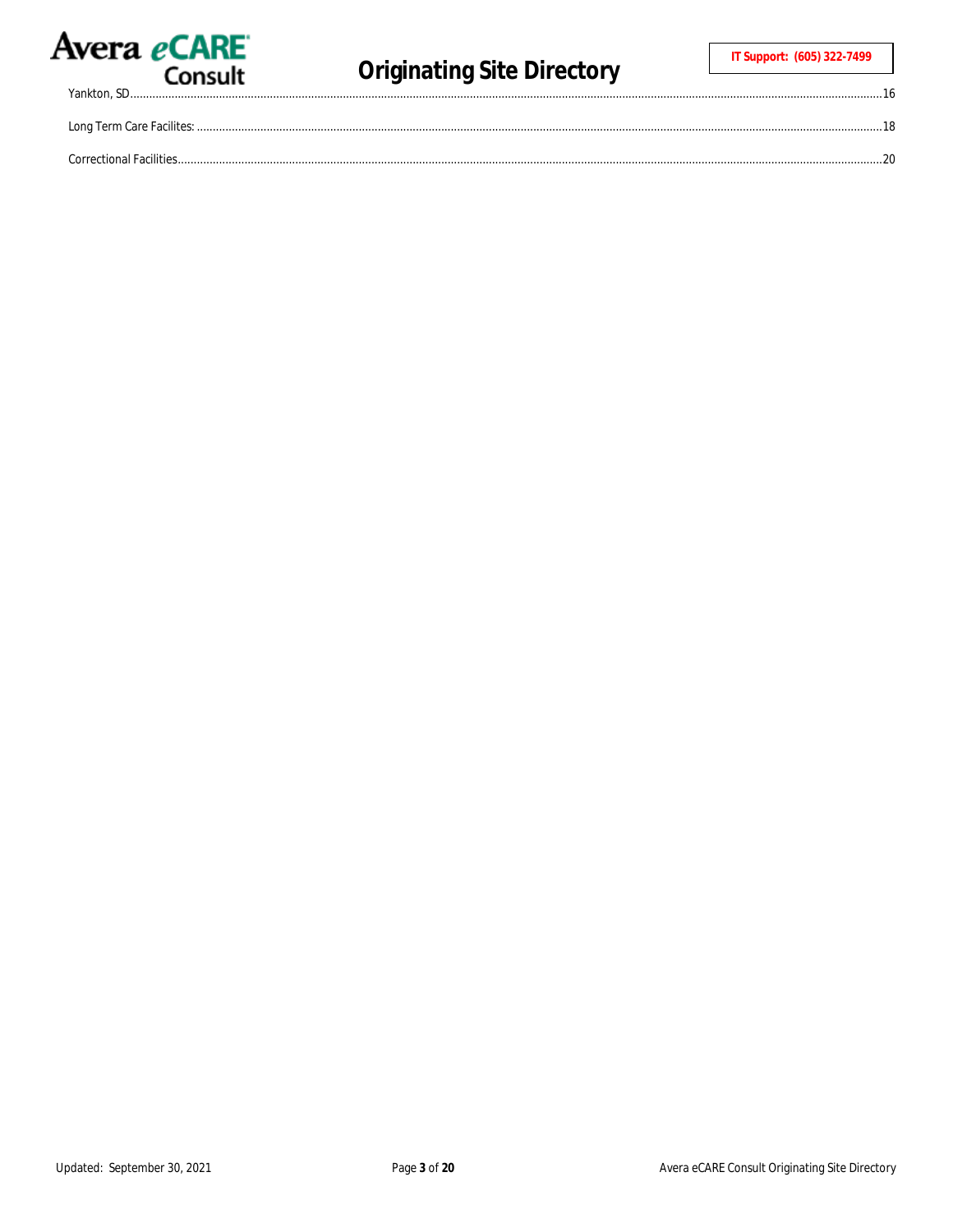Yankton, SD......................................................................................................................................................16

Long Term Care Facilites: ......................................................................................................................................18

Correctional Facilities............................................................................................................................................20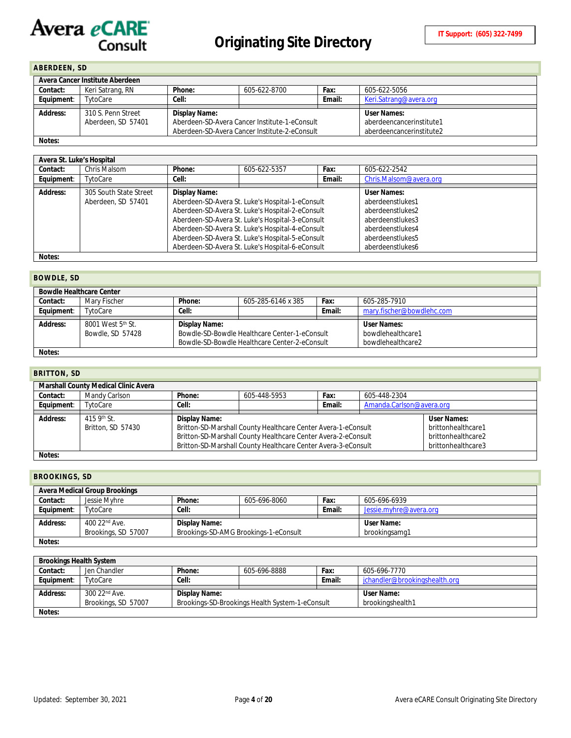# Originating Site Directory

**IT Support: (605) 322-7499**

## ABERDEEN, SD

| Avera Cancer Institute Aberdeen | | | | | |
|---|---|---|---|---|---|
| **Contact:** | Keri Satrang, RN | **Phone:** | 605-622-8700 | **Fax:** | 605-622-5056 |
| **Equipment**: | TytoCare | **Cell:** | | **Email:** | Keri.Satrang@avera.org |
| **Address:** | 310 S. Penn Street<br>Aberdeen, SD 57401 | **Display Name:**<br>Aberdeen-SD-Avera Cancer Institute-1-eConsult<br>Aberdeen-SD-Avera Cancer Institute-2-eConsult | | | **User Names:**<br>aberdeencancerinstitute1<br>aberdeencancerinstitute2 |
| **Notes:** | | | | | |

| Avera St. Luke's Hospital | | | | | |
|---|---|---|---|---|---|
| **Contact:** | Chris Malsom | **Phone:** | 605-622-5357 | **Fax:** | 605-622-2542 |
| **Equipment**: | TytoCare | **Cell:** | | **Email:** | Chris.Malsom@avera.org |
| **Address:** | 305 South State Street<br>Aberdeen, SD 57401 | **Display Name:**<br>Aberdeen-SD-Avera St. Luke's Hospital-1-eConsult<br>Aberdeen-SD-Avera St. Luke's Hospital-2-eConsult<br>Aberdeen-SD-Avera St. Luke's Hospital-3-eConsult<br>Aberdeen-SD-Avera St. Luke's Hospital-4-eConsult<br>Aberdeen-SD-Avera St. Luke's Hospital-5-eConsult<br>Aberdeen-SD-Avera St. Luke's Hospital-6-eConsult | | | **User Names:**<br>aberdeenstlukes1<br>aberdeenstlukes2<br>aberdeenstlukes3<br>aberdeenstlukes4<br>aberdeenstlukes5<br>aberdeenstlukes6 |
| **Notes:** | | | | | |

## BOWDLE, SD

| Bowdle Healthcare Center | | | | | |
|---|---|---|---|---|---|
| **Contact:** | Mary Fischer | **Phone:** | 605-285-6146 x 385 | **Fax:** | 605-285-7910 |
| **Equipment**: | TytoCare | **Cell:** | | **Email:** | mary.fischer@bowdlehc.com |
| **Address:** | 8001 West 5th St.<br>Bowdle, SD 57428 | **Display Name:**<br>Bowdle-SD-Bowdle Healthcare Center-1-eConsult<br>Bowdle-SD-Bowdle Healthcare Center-2-eConsult | | | **User Names:**<br>bowdlehealthcare1<br>bowdlehealthcare2 |
| **Notes:** | | | | | |

## BRITTON, SD

| Marshall County Medical Clinic Avera | | | | | |
|---|---|---|---|---|---|
| **Contact:** | Mandy Carlson | **Phone:** | 605-448-5953 | **Fax:** | 605-448-2304 |
| **Equipment**: | TytoCare | **Cell:** | | **Email:** | Amanda.Carlson@avera.org |
| **Address:** | 415 9th St.<br>Britton, SD 57430 | **Display Name:**<br>Britton-SD-Marshall County Healthcare Center Avera-1-eConsult<br>Britton-SD-Marshall County Healthcare Center Avera-2-eConsult<br>Britton-SD-Marshall County Healthcare Center Avera-3-eConsult | | | **User Names:**<br>brittonhealthcare1<br>brittonhealthcare2<br>brittonhealthcare3 |
| **Notes:** | | | | | |

## BROOKINGS, SD

| Avera Medical Group Brookings | | | | | |
|---|---|---|---|---|---|
| **Contact:** | Jessie Myhre | **Phone:** | 605-696-8060 | **Fax:** | 605-696-6939 |
| **Equipment**: | TytoCare | **Cell:** | | **Email:** | Jessie.myhre@avera.org |
| **Address:** | 400 22nd Ave.<br>Brookings, SD 57007 | **Display Name:**<br>Brookings-SD-AMG Brookings-1-eConsult | | | **User Name:**<br>brookingsamg1 |
| **Notes:** | | | | | |

| Brookings Health System | | | | | |
|---|---|---|---|---|---|
| **Contact:** | Jen Chandler | **Phone:** | 605-696-8888 | **Fax:** | 605-696-7770 |
| **Equipment**: | TytoCare | **Cell:** | | **Email:** | jchandler@brookingshealth.org |
| **Address:** | 300 22nd Ave.<br>Brookings, SD 57007 | **Display Name:**<br>Brookings-SD-Brookings Health System-1-eConsult | | | **User Name:**<br>brookingshealth1 |
| **Notes:** | | | | | |

Updated: September 30, 2021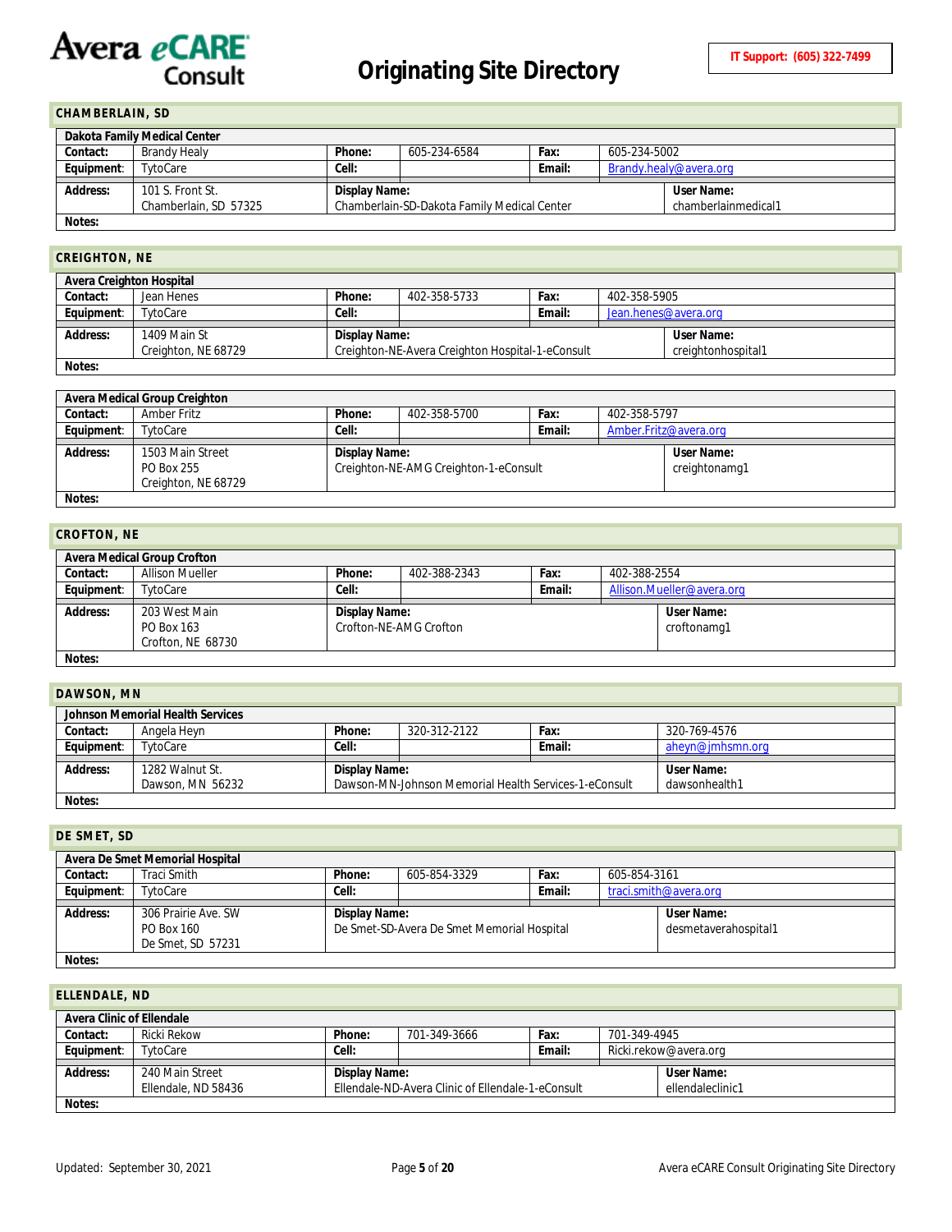# Originating Site Directory

**IT Support: (605) 322-7499**

## CHAMBERLAIN, SD

| **Dakota Family Medical Center** | | | | | |
|---|---|---|---|---|---|
| **Contact:** | Brandy Healy | **Phone:** | 605-234-6584 | **Fax:** | 605-234-5002 |
| **Equipment:** | TytoCare | **Cell:** | | **Email:** | Brandy.healy@avera.org |
| **Address:** | 101 S. Front St.<br>Chamberlain, SD 57325 | **Display Name:** Chamberlain-SD-Dakota Family Medical Center | | **User Name:** chamberlainmedical1 | |
| **Notes:** | | | | | |

## CREIGHTON, NE

| **Avera Creighton Hospital** | | | | | |
|---|---|---|---|---|---|
| **Contact:** | Jean Henes | **Phone:** | 402-358-5733 | **Fax:** | 402-358-5905 |
| **Equipment:** | TytoCare | **Cell:** | | **Email:** | Jean.henes@avera.org |
| **Address:** | 1409 Main St<br>Creighton, NE 68729 | **Display Name:** Creighton-NE-Avera Creighton Hospital-1-eConsult | | **User Name:** creightonhospital1 | |
| **Notes:** | | | | | |

| **Avera Medical Group Creighton** | | | | | |
|---|---|---|---|---|---|
| **Contact:** | Amber Fritz | **Phone:** | 402-358-5700 | **Fax:** | 402-358-5797 |
| **Equipment:** | TytoCare | **Cell:** | | **Email:** | Amber.Fritz@avera.org |
| **Address:** | 1503 Main Street<br>PO Box 255<br>Creighton, NE 68729 | **Display Name:** Creighton-NE-AMG Creighton-1-eConsult | | **User Name:** creightonamg1 | |
| **Notes:** | | | | | |

## CROFTON, NE

| **Avera Medical Group Crofton** | | | | | |
|---|---|---|---|---|---|
| **Contact:** | Allison Mueller | **Phone:** | 402-388-2343 | **Fax:** | 402-388-2554 |
| **Equipment:** | TytoCare | **Cell:** | | **Email:** | Allison.Mueller@avera.org |
| **Address:** | 203 West Main<br>PO Box 163<br>Crofton, NE 68730 | **Display Name:** Crofton-NE-AMG Crofton | | **User Name:** croftonamg1 | |
| **Notes:** | | | | | |

## DAWSON, MN

| **Johnson Memorial Health Services** | | | | | |
|---|---|---|---|---|---|
| **Contact:** | Angela Heyn | **Phone:** | 320-312-2122 | **Fax:** | 320-769-4576 |
| **Equipment:** | TytoCare | **Cell:** | | **Email:** | aheyn@jmhsmn.org |
| **Address:** | 1282 Walnut St.<br>Dawson, MN 56232 | **Display Name:** Dawson-MN-Johnson Memorial Health Services-1-eConsult | | **User Name:** dawsonhealth1 | |
| **Notes:** | | | | | |

## DE SMET, SD

| **Avera De Smet Memorial Hospital** | | | | | |
|---|---|---|---|---|---|
| **Contact:** | Traci Smith | **Phone:** | 605-854-3329 | **Fax:** | 605-854-3161 |
| **Equipment:** | TytoCare | **Cell:** | | **Email:** | traci.smith@avera.org |
| **Address:** | 306 Prairie Ave. SW<br>PO Box 160<br>De Smet, SD 57231 | **Display Name:** De Smet-SD-Avera De Smet Memorial Hospital | | **User Name:** desmetaverahospital1 | |
| **Notes:** | | | | | |

## ELLENDALE, ND

| **Avera Clinic of Ellendale** | | | | | |
|---|---|---|---|---|---|
| **Contact:** | Ricki Rekow | **Phone:** | 701-349-3666 | **Fax:** | 701-349-4945 |
| **Equipment:** | TytoCare | **Cell:** | | **Email:** | Ricki.rekow@avera.org |
| **Address:** | 240 Main Street<br>Ellendale, ND 58436 | **Display Name:** Ellendale-ND-Avera Clinic of Ellendale-1-eConsult | | **User Name:** ellendaleclinic1 | |
| **Notes:** | | | | | |

Updated: September 30, 2021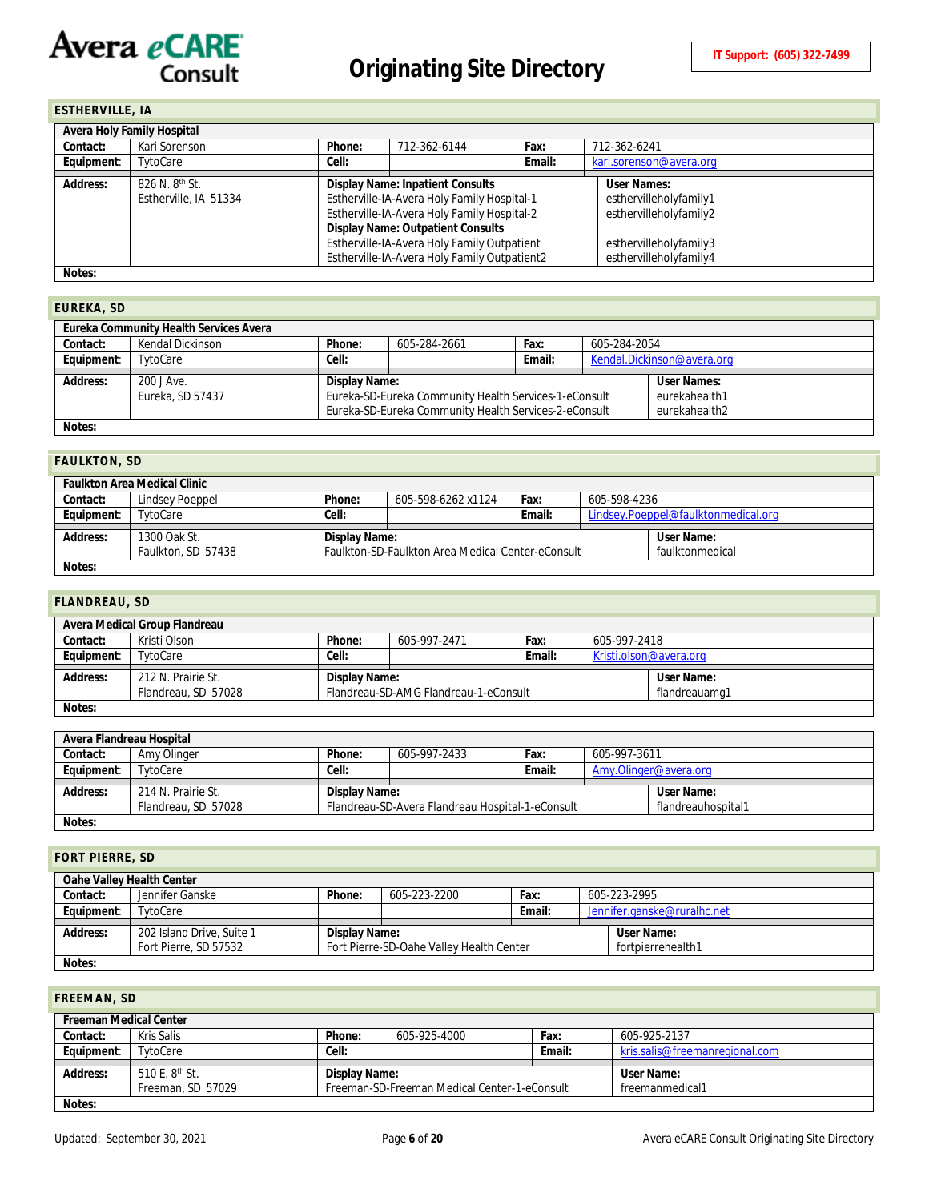## ESTHERVILLE, IA

| Avera Holy Family Hospital | | | | | |
|---|---|---|---|---|---|
| **Contact:** | Kari Sorenson | **Phone:** | 712-362-6144 | **Fax:** | 712-362-6241 |
| **Equipment:** | TytoCare | **Cell:** | | **Email:** | kari.sorenson@avera.org |
| **Address:** | 826 N. 8th St.<br>Estherville, IA 51334 | **Display Name: Inpatient Consults**<br>Estherville-IA-Avera Holy Family Hospital-1<br>Estherville-IA-Avera Holy Family Hospital-2<br>**Display Name: Outpatient Consults**<br>Estherville-IA-Avera Holy Family Outpatient<br>Estherville-IA-Avera Holy Family Outpatient2 | | | **User Names:**<br>esthervilleholyfamily1<br>esthervilleholyfamily2<br><br>esthervilleholyfamily3<br>esthervilleholyfamily4 |
| **Notes:** | | | | | |

## EUREKA, SD

| Eureka Community Health Services Avera | | | | | |
|---|---|---|---|---|---|
| **Contact:** | Kendal Dickinson | **Phone:** | 605-284-2661 | **Fax:** | 605-284-2054 |
| **Equipment:** | TytoCare | **Cell:** | | **Email:** | Kendal.Dickinson@avera.org |
| **Address:** | 200 J Ave.<br>Eureka, SD 57437 | **Display Name:**<br>Eureka-SD-Eureka Community Health Services-1-eConsult<br>Eureka-SD-Eureka Community Health Services-2-eConsult | | | **User Names:**<br>eurekahealth1<br>eurekahealth2 |
| **Notes:** | | | | | |

## FAULKTON, SD

| Faulkton Area Medical Clinic | | | | | |
|---|---|---|---|---|---|
| **Contact:** | Lindsey Poeppel | **Phone:** | 605-598-6262 x1124 | **Fax:** | 605-598-4236 |
| **Equipment:** | TytoCare | **Cell:** | | **Email:** | Lindsey.Poeppel@faulktonmedical.org |
| **Address:** | 1300 Oak St.<br>Faulkton, SD 57438 | **Display Name:**<br>Faulkton-SD-Faulkton Area Medical Center-eConsult | | | **User Name:**<br>faulktonmedical |
| **Notes:** | | | | | |

## FLANDREAU, SD

| Avera Medical Group Flandreau | | | | | |
|---|---|---|---|---|---|
| **Contact:** | Kristi Olson | **Phone:** | 605-997-2471 | **Fax:** | 605-997-2418 |
| **Equipment:** | TytoCare | **Cell:** | | **Email:** | Kristi.olson@avera.org |
| **Address:** | 212 N. Prairie St.<br>Flandreau, SD 57028 | **Display Name:**<br>Flandreau-SD-AMG Flandreau-1-eConsult | | | **User Name:**<br>flandreauamg1 |
| **Notes:** | | | | | |

| Avera Flandreau Hospital | | | | | |
|---|---|---|---|---|---|
| **Contact:** | Amy Olinger | **Phone:** | 605-997-2433 | **Fax:** | 605-997-3611 |
| **Equipment:** | TytoCare | **Cell:** | | **Email:** | Amy.Olinger@avera.org |
| **Address:** | 214 N. Prairie St.<br>Flandreau, SD 57028 | **Display Name:**<br>Flandreau-SD-Avera Flandreau Hospital-1-eConsult | | | **User Name:**<br>flandreauhospital1 |
| **Notes:** | | | | | |

## FORT PIERRE, SD

| Oahe Valley Health Center | | | | | |
|---|---|---|---|---|---|
| **Contact:** | Jennifer Ganske | **Phone:** | 605-223-2200 | **Fax:** | 605-223-2995 |
| **Equipment:** | TytoCare | | | **Email:** | Jennifer.ganske@ruralhc.net |
| **Address:** | 202 Island Drive, Suite 1<br>Fort Pierre, SD 57532 | **Display Name:**<br>Fort Pierre-SD-Oahe Valley Health Center | | | **User Name:**<br>fortpierrehealth1 |
| **Notes:** | | | | | |

## FREEMAN, SD

| Freeman Medical Center | | | | | |
|---|---|---|---|---|---|
| **Contact:** | Kris Salis | **Phone:** | 605-925-4000 | **Fax:** | 605-925-2137 |
| **Equipment:** | TytoCare | **Cell:** | | **Email:** | kris.salis@freemanregional.com |
| **Address:** | 510 E. 8th St.<br>Freeman, SD 57029 | **Display Name:**<br>Freeman-SD-Freeman Medical Center-1-eConsult | | | **User Name:**<br>freemanmedical1 |
| **Notes:** | | | | | |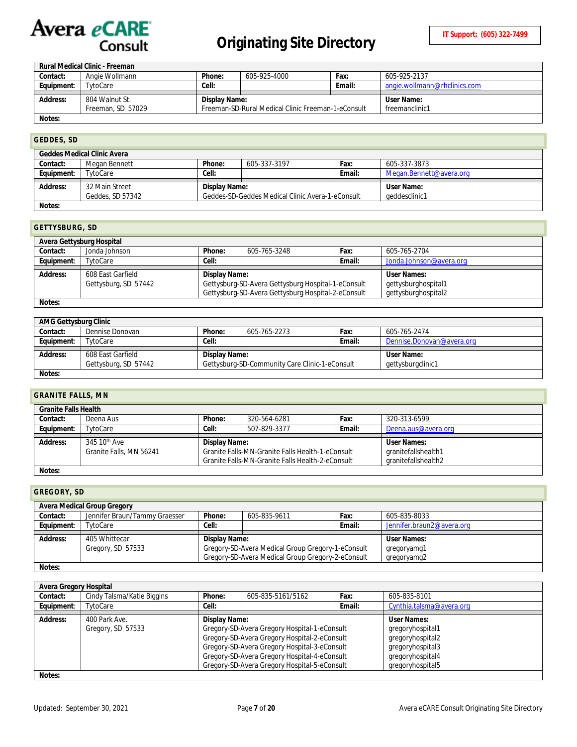| Rural Medical Clinic - Freeman | | | | | |
|---|---|---|---|---|---|
| **Contact:** | Angie Wollmann | **Phone:** | 605-925-4000 | **Fax:** | 605-925-2137 |
| **Equipment**: | TytoCare | **Cell:** | | **Email:** | angie.wollmann@rhclinics.com |
| **Address:** | 804 Walnut St.<br>Freeman, SD 57029 | **Display Name:**<br>Freeman-SD-Rural Medical Clinic Freeman-1-eConsult | | | **User Name:**<br>freemanclinic1 |
| **Notes:** | | | | | |

## GEDDES, SD

| Geddes Medical Clinic Avera | | | | | |
|---|---|---|---|---|---|
| **Contact:** | Megan Bennett | **Phone:** | 605-337-3197 | **Fax:** | 605-337-3873 |
| **Equipment**: | TytoCare | **Cell:** | | **Email:** | Megan.Bennett@avera.org |
| **Address:** | 32 Main Street<br>Geddes, SD 57342 | **Display Name:**<br>Geddes-SD-Geddes Medical Clinic Avera-1-eConsult | | | **User Name:**<br>geddesclinic1 |
| **Notes:** | | | | | |

## GETTYSBURG, SD

| Avera Gettysburg Hospital | | | | | |
|---|---|---|---|---|---|
| **Contact:** | Jonda Johnson | **Phone:** | 605-765-3248 | **Fax:** | 605-765-2704 |
| **Equipment**: | TytoCare | **Cell:** | | **Email:** | Jonda.Johnson@avera.org |
| **Address:** | 608 East Garfield<br>Gettysburg, SD 57442 | **Display Name:**<br>Gettysburg-SD-Avera Gettysburg Hospital-1-eConsult<br>Gettysburg-SD-Avera Gettysburg Hospital-2-eConsult | | | **User Names:**<br>gettysburghospital1<br>gettysburghospital2 |
| **Notes:** | | | | | |

| AMG Gettysburg Clinic | | | | | |
|---|---|---|---|---|---|
| **Contact:** | Dennise Donovan | **Phone:** | 605-765-2273 | **Fax:** | 605-765-2474 |
| **Equipment**: | TytoCare | **Cell:** | | **Email:** | Dennise.Donovan@avera.org |
| **Address:** | 608 East Garfield<br>Gettysburg, SD 57442 | **Display Name:**<br>Gettysburg-SD-Community Care Clinic-1-eConsult | | | **User Name:**<br>gettysburgclinic1 |
| **Notes:** | | | | | |

## GRANITE FALLS, MN

| Granite Falls Health | | | | | |
|---|---|---|---|---|---|
| **Contact:** | Deena Aus | **Phone:** | 320-564-6281 | **Fax:** | 320-313-6599 |
| **Equipment**: | TytoCare | **Cell:** | 507-829-3377 | **Email:** | Deena.aus@avera.org |
| **Address:** | 345 10th Ave<br>Granite Falls, MN 56241 | **Display Name:**<br>Granite Falls-MN-Granite Falls Health-1-eConsult<br>Granite Falls-MN-Granite Falls Health-2-eConsult | | | **User Names:**<br>granitefallshealth1<br>granitefallshealth2 |
| **Notes:** | | | | | |

## GREGORY, SD

| Avera Medical Group Gregory | | | | | |
|---|---|---|---|---|---|
| **Contact:** | Jennifer Braun/Tammy Graesser | **Phone:** | 605-835-9611 | **Fax:** | 605-835-8033 |
| **Equipment**: | TytoCare | **Cell:** | | **Email:** | Jennifer.braun2@avera.org |
| **Address:** | 405 Whittecar<br>Gregory, SD 57533 | **Display Name:**<br>Gregory-SD-Avera Medical Group Gregory-1-eConsult<br>Gregory-SD-Avera Medical Group Gregory-2-eConsult | | | **User Names:**<br>gregoryamg1<br>gregoryamg2 |
| **Notes:** | | | | | |

| Avera Gregory Hospital | | | | | |
|---|---|---|---|---|---|
| **Contact:** | Cindy Talsma/Katie Biggins | **Phone:** | 605-835-5161/5162 | **Fax:** | 605-835-8101 |
| **Equipment**: | TytoCare | **Cell:** | | **Email:** | Cynthia.talsma@avera.org |
| **Address:** | 400 Park Ave.<br>Gregory, SD 57533 | **Display Name:**<br>Gregory-SD-Avera Gregory Hospital-1-eConsult<br>Gregory-SD-Avera Gregory Hospital-2-eConsult<br>Gregory-SD-Avera Gregory Hospital-3-eConsult<br>Gregory-SD-Avera Gregory Hospital-4-eConsult<br>Gregory-SD-Avera Gregory Hospital-5-eConsult | | | **User Names:**<br>gregoryhospital1<br>gregoryhospital2<br>gregoryhospital3<br>gregoryhospital4<br>gregoryhospital5 |
| **Notes:** | | | | | |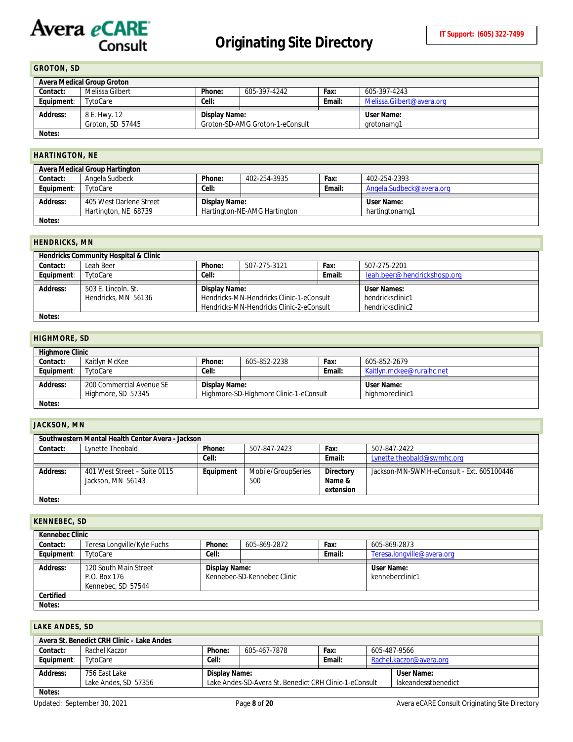# Originating Site Directory

**IT Support: (605) 322-7499**

## GROTON, SD

| Avera Medical Group Groton | | | | | |
|---|---|---|---|---|---|
| **Contact:** | Melissa Gilbert | **Phone:** | 605-397-4242 | **Fax:** | 605-397-4243 |
| **Equipment**: | TytoCare | **Cell:** | | **Email:** | Melissa.Gilbert@avera.org |
| **Address:** | 8 E. Hwy. 12<br>Groton, SD 57445 | **Display Name:**<br>Groton-SD-AMG Groton-1-eConsult | | **User Name:**<br>grotonamg1 | |
| **Notes:** | | | | | |

## HARTINGTON, NE

| Avera Medical Group Hartington | | | | | |
|---|---|---|---|---|---|
| **Contact:** | Angela Sudbeck | **Phone:** | 402-254-3935 | **Fax:** | 402-254-2393 |
| **Equipment**: | TytoCare | **Cell:** | | **Email:** | Angela.Sudbeck@avera.org |
| **Address:** | 405 West Darlene Street<br>Hartington, NE 68739 | **Display Name:**<br>Hartington-NE-AMG Hartington | | **User Name:**<br>hartingtonamg1 | |
| **Notes:** | | | | | |

## HENDRICKS, MN

| Hendricks Community Hospital & Clinic | | | | | |
|---|---|---|---|---|---|
| **Contact:** | Leah Beer | **Phone:** | 507-275-3121 | **Fax:** | 507-275-2201 |
| **Equipment**: | TytoCare | **Cell:** | | **Email:** | leah.beer@hendrickshosp.org |
| **Address:** | 503 E. Lincoln. St.<br>Hendricks, MN 56136 | **Display Name:**<br>Hendricks-MN-Hendricks Clinic-1-eConsult<br>Hendricks-MN-Hendricks Clinic-2-eConsult | | **User Names:**<br>hendricksclinic1<br>hendricksclinic2 | |
| **Notes:** | | | | | |

## HIGHMORE, SD

| Highmore Clinic | | | | | |
|---|---|---|---|---|---|
| **Contact:** | Kaitlyn McKee | **Phone:** | 605-852-2238 | **Fax:** | 605-852-2679 |
| **Equipment**: | TytoCare | **Cell:** | | **Email:** | Kaitlyn.mckee@ruralhc.net |
| **Address:** | 200 Commercial Avenue SE<br>Highmore, SD 57345 | **Display Name:**<br>Highmore-SD-Highmore Clinic-1-eConsult | | **User Name:**<br>highmoreclinic1 | |
| **Notes:** | | | | | |

## JACKSON, MN

| Southwestern Mental Health Center Avera - Jackson | | | | | |
|---|---|---|---|---|---|
| **Contact:** | Lynette Theobald | **Phone:** | 507-847-2423 | **Fax:** | 507-847-2422 |
| | | **Cell:** | | **Email:** | Lynette.theobald@swmhc.org |
| **Address:** | 401 West Street – Suite 0115<br>Jackson, MN 56143 | **Equipment** | Mobile/GroupSeries 500 | **Directory Name & extension** | Jackson-MN-SWMH-eConsult - Ext. 605100446 |
| **Notes:** | | | | | |

## KENNEBEC, SD

| Kennebec Clinic | | | | | |
|---|---|---|---|---|---|
| **Contact:** | Teresa Longville/Kyle Fuchs | **Phone:** | 605-869-2872 | **Fax:** | 605-869-2873 |
| **Equipment**: | TytoCare | **Cell:** | | **Email:** | Teresa.longville@avera.org |
| **Address:** | 120 South Main Street<br>P.O. Box 176<br>Kennebec, SD 57544 | **Display Name:**<br>Kennebec-SD-Kennebec Clinic | | **User Name:**<br>kennebecclinic1 | |
| **Certified** | | | | | |
| **Notes:** | | | | | |

## LAKE ANDES, SD

| Avera St. Benedict CRH Clinic – Lake Andes | | | | | |
|---|---|---|---|---|---|
| **Contact:** | Rachel Kaczor | **Phone:** | 605-467-7878 | **Fax:** | 605-487-9566 |
| **Equipment**: | TytoCare | **Cell:** | | **Email:** | Rachel.kaczor@avera.org |
| **Address:** | 756 East Lake<br>Lake Andes, SD 57356 | **Display Name:**<br>Lake Andes-SD-Avera St. Benedict CRH Clinic-1-eConsult | | **User Name:**<br>lakeandesstbenedict | |
| **Notes:** | | | | | |

Updated: September 30, 2021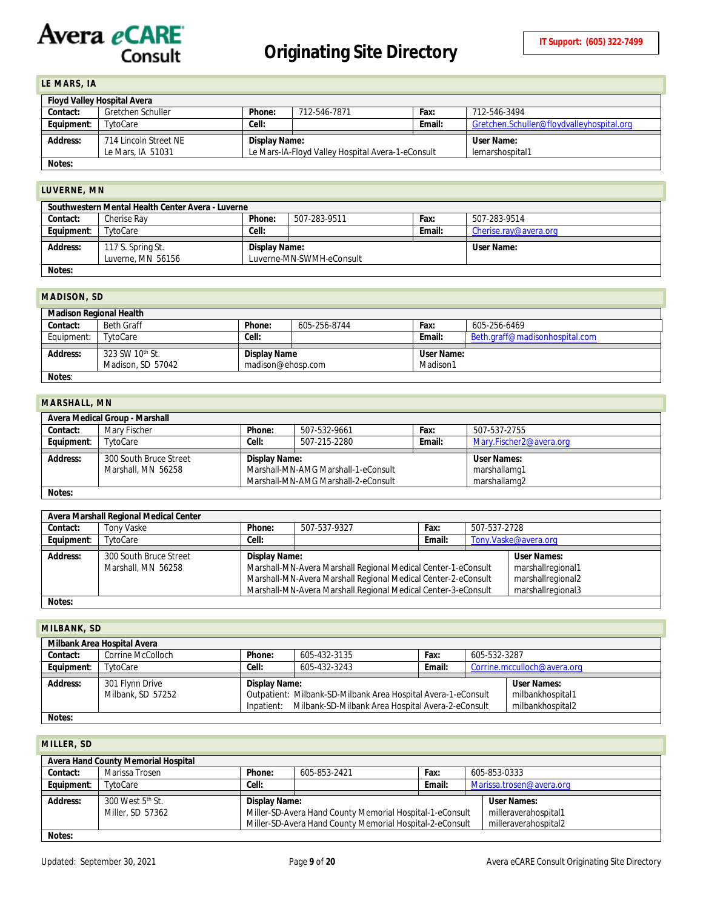# Avera eCARE Consult

# Originating Site Directory

**IT Support: (605) 322-7499**

## LE MARS, IA

| Floyd Valley Hospital Avera | | | | | |
|---|---|---|---|---|---|
| **Contact:** | Gretchen Schuller | **Phone:** | 712-546-7871 | **Fax:** | 712-546-3494 |
| **Equipment:** | TytoCare | **Cell:** | | **Email:** | Gretchen.Schuller@floydvalleyhospital.org |
| **Address:** | 714 Lincoln Street NE<br>Le Mars, IA 51031 | **Display Name:**<br>Le Mars-IA-Floyd Valley Hospital Avera-1-eConsult | | **User Name:**<br>lemarshospital1 | |
| **Notes:** | | | | | |

## LUVERNE, MN

| Southwestern Mental Health Center Avera - Luverne | | | | | |
|---|---|---|---|---|---|
| **Contact:** | Cherise Ray | **Phone:** | 507-283-9511 | **Fax:** | 507-283-9514 |
| **Equipment:** | TytoCare | **Cell:** | | **Email:** | Cherise.ray@avera.org |
| **Address:** | 117 S. Spring St.<br>Luverne, MN 56156 | **Display Name:**<br>Luverne-MN-SWMH-eConsult | | **User Name:** | |
| **Notes:** | | | | | |

## MADISON, SD

| Madison Regional Health | | | | | |
|---|---|---|---|---|---|
| **Contact:** | Beth Graff | **Phone:** | 605-256-8744 | **Fax:** | 605-256-6469 |
| Equipment: | TytoCare | **Cell:** | | **Email:** | Beth.graff@madisonhospital.com |
| **Address:** | 323 SW 10th St.<br>Madison, SD 57042 | **Display Name**<br>madison@ehosp.com | | **User Name:**<br>Madison1 | |
| **Notes**: | | | | | |

## MARSHALL, MN

| Avera Medical Group - Marshall | | | | | |
|---|---|---|---|---|---|
| **Contact:** | Mary Fischer | **Phone:** | 507-532-9661 | **Fax:** | 507-537-2755 |
| **Equipment:** | TytoCare | **Cell:** | 507-215-2280 | **Email:** | Mary.Fischer2@avera.org |
| **Address:** | 300 South Bruce Street<br>Marshall, MN 56258 | **Display Name:**<br>Marshall-MN-AMG Marshall-1-eConsult<br>Marshall-MN-AMG Marshall-2-eConsult | | **User Names:**<br>marshallamg1<br>marshallamg2 | |
| **Notes:** | | | | | |

| Avera Marshall Regional Medical Center | | | | | |
|---|---|---|---|---|---|
| **Contact:** | Tony Vaske | **Phone:** | 507-537-9327 | **Fax:** | 507-537-2728 |
| **Equipment:** | TytoCare | **Cell:** | | **Email:** | Tony.Vaske@avera.org |
| **Address:** | 300 South Bruce Street<br>Marshall, MN 56258 | **Display Name:**<br>Marshall-MN-Avera Marshall Regional Medical Center-1-eConsult<br>Marshall-MN-Avera Marshall Regional Medical Center-2-eConsult<br>Marshall-MN-Avera Marshall Regional Medical Center-3-eConsult | | **User Names:**<br>marshallregional1<br>marshallregional2<br>marshallregional3 | |
| **Notes:** | | | | | |

## MILBANK, SD

| Milbank Area Hospital Avera | | | | | |
|---|---|---|---|---|---|
| **Contact:** | Corrine McColloch | **Phone:** | 605-432-3135 | **Fax:** | 605-532-3287 |
| **Equipment:** | TytoCare | **Cell:** | 605-432-3243 | **Email:** | Corrine.mcculloch@avera.org |
| **Address:** | 301 Flynn Drive<br>Milbank, SD 57252 | **Display Name:**<br>Outpatient: Milbank-SD-Milbank Area Hospital Avera-1-eConsult<br>Inpatient: Milbank-SD-Milbank Area Hospital Avera-2-eConsult | | **User Names:**<br>milbankhospital1<br>milbankhospital2 | |
| **Notes:** | | | | | |

## MILLER, SD

| Avera Hand County Memorial Hospital | | | | | |
|---|---|---|---|---|---|
| **Contact:** | Marissa Trosen | **Phone:** | 605-853-2421 | **Fax:** | 605-853-0333 |
| **Equipment:** | TytoCare | **Cell:** | | **Email:** | Marissa.trosen@avera.org |
| **Address:** | 300 West 5th St.<br>Miller, SD 57362 | **Display Name:**<br>Miller-SD-Avera Hand County Memorial Hospital-1-eConsult<br>Miller-SD-Avera Hand County Memorial Hospital-2-eConsult | | **User Names:**<br>milleraverahospital1<br>milleraverahospital2 | |
| **Notes:** | | | | | |

Updated: September 30, 2021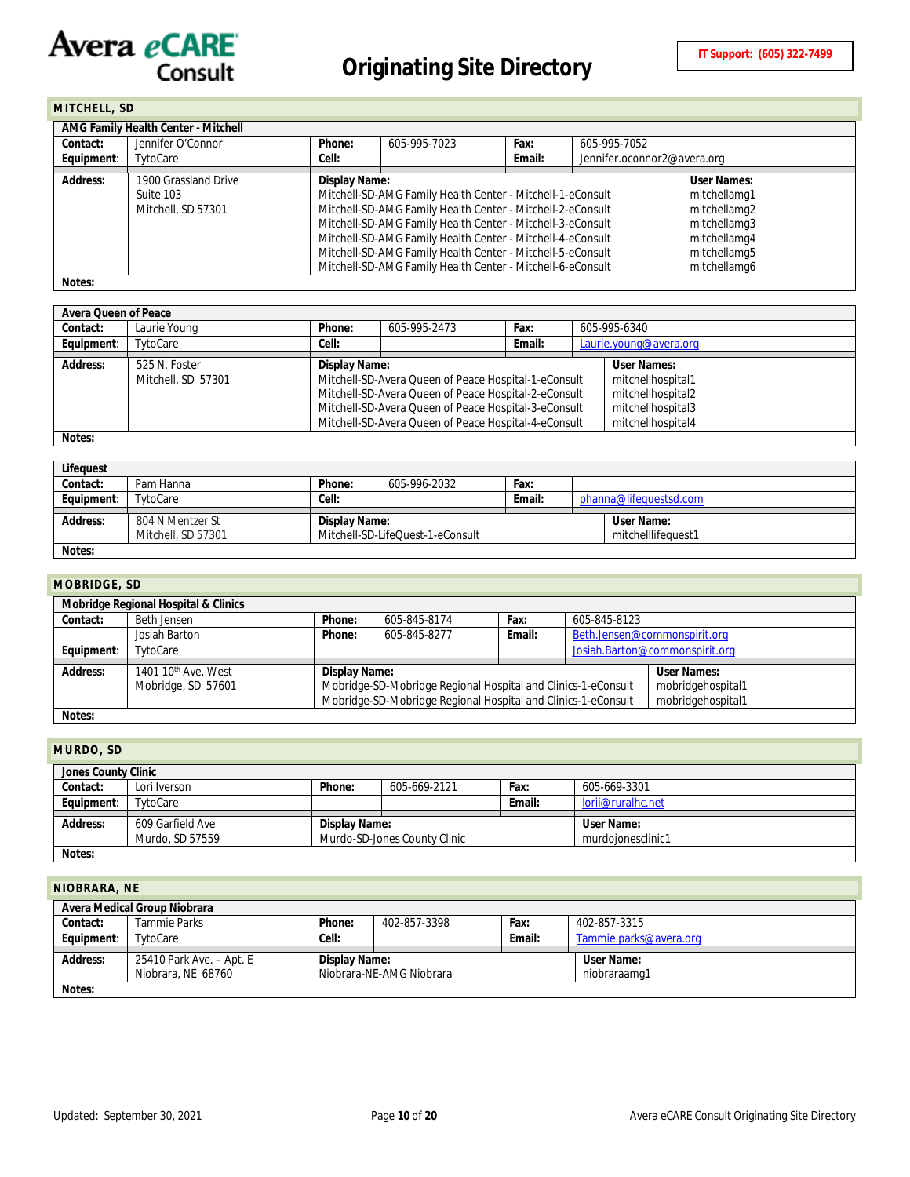# Avera eCARE Consult — Originating Site Directory

**IT Support: (605) 322-7499**

## MITCHELL, SD

### AMG Family Health Center - Mitchell

| | | | | | |
|---|---|---|---|---|---|
| **Contact:** | Jennifer O'Connor | **Phone:** | 605-995-7023 | **Fax:** | 605-995-7052 |
| **Equipment:** | TytoCare | **Cell:** | | **Email:** | Jennifer.oconnor2@avera.org |
| **Address:** | 1900 Grassland Drive<br>Suite 103<br>Mitchell, SD 57301 | **Display Name:** | Mitchell-SD-AMG Family Health Center - Mitchell-1-eConsult<br>Mitchell-SD-AMG Family Health Center - Mitchell-2-eConsult<br>Mitchell-SD-AMG Family Health Center - Mitchell-3-eConsult<br>Mitchell-SD-AMG Family Health Center - Mitchell-4-eConsult<br>Mitchell-SD-AMG Family Health Center - Mitchell-5-eConsult<br>Mitchell-SD-AMG Family Health Center - Mitchell-6-eConsult | **User Names:** | mitchellamg1<br>mitchellamg2<br>mitchellamg3<br>mitchellamg4<br>mitchellamg5<br>mitchellamg6 |
| **Notes:** | | | | | |

### Avera Queen of Peace

| | | | | | |
|---|---|---|---|---|---|
| **Contact:** | Laurie Young | **Phone:** | 605-995-2473 | **Fax:** | 605-995-6340 |
| **Equipment:** | TytoCare | **Cell:** | | **Email:** | Laurie.young@avera.org |
| **Address:** | 525 N. Foster<br>Mitchell, SD 57301 | **Display Name:** | Mitchell-SD-Avera Queen of Peace Hospital-1-eConsult<br>Mitchell-SD-Avera Queen of Peace Hospital-2-eConsult<br>Mitchell-SD-Avera Queen of Peace Hospital-3-eConsult<br>Mitchell-SD-Avera Queen of Peace Hospital-4-eConsult | **User Names:** | mitchellhospital1<br>mitchellhospital2<br>mitchellhospital3<br>mitchellhospital4 |
| **Notes:** | | | | | |

### Lifequest

| | | | | | |
|---|---|---|---|---|---|
| **Contact:** | Pam Hanna | **Phone:** | 605-996-2032 | **Fax:** | |
| **Equipment:** | TytoCare | **Cell:** | | **Email:** | phanna@lifequestsd.com |
| **Address:** | 804 N Mentzer St<br>Mitchell, SD 57301 | **Display Name:** | Mitchell-SD-LifeQuest-1-eConsult | **User Name:** | mitchelllifequest1 |
| **Notes:** | | | | | |

## MOBRIDGE, SD

### Mobridge Regional Hospital & Clinics

| | | | | | |
|---|---|---|---|---|---|
| **Contact:** | Beth Jensen | **Phone:** | 605-845-8174 | **Fax:** | 605-845-8123 |
| | Josiah Barton | **Phone:** | 605-845-8277 | **Email:** | Beth.Jensen@commonspirit.org |
| **Equipment:** | TytoCare | | | | Josiah.Barton@commonspirit.org |
| **Address:** | 1401 10th Ave. West<br>Mobridge, SD 57601 | **Display Name:** | Mobridge-SD-Mobridge Regional Hospital and Clinics-1-eConsult<br>Mobridge-SD-Mobridge Regional Hospital and Clinics-1-eConsult | **User Names:** | mobridgehospital1<br>mobridgehospital1 |
| **Notes:** | | | | | |

## MURDO, SD

### Jones County Clinic

| | | | | | |
|---|---|---|---|---|---|
| **Contact:** | Lori Iverson | **Phone:** | 605-669-2121 | **Fax:** | 605-669-3301 |
| **Equipment:** | TytoCare | | | **Email:** | lorii@ruralhc.net |
| **Address:** | 609 Garfield Ave<br>Murdo, SD 57559 | **Display Name:** | Murdo-SD-Jones County Clinic | **User Name:** | murdojonesclinic1 |
| **Notes:** | | | | | |

## NIOBRARA, NE

### Avera Medical Group Niobrara

| | | | | | |
|---|---|---|---|---|---|
| **Contact:** | Tammie Parks | **Phone:** | 402-857-3398 | **Fax:** | 402-857-3315 |
| **Equipment:** | TytoCare | **Cell:** | | **Email:** | Tammie.parks@avera.org |
| **Address:** | 25410 Park Ave. – Apt. E<br>Niobrara, NE 68760 | **Display Name:** | Niobrara-NE-AMG Niobrara | **User Name:** | niobraraamg1 |
| **Notes:** | | | | | |

Updated: September 30, 2021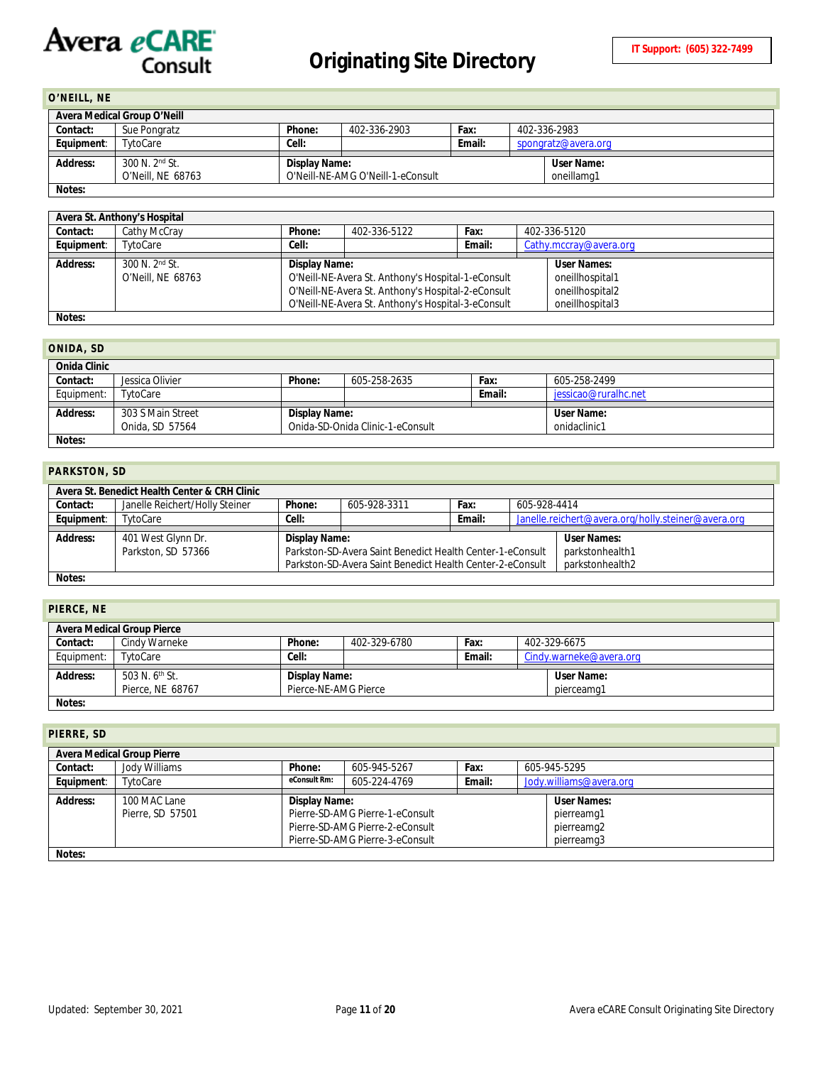# Originating Site Directory

IT Support: (605) 322-7499

## O'NEILL, NE

| Avera Medical Group O'Neill | | | | | |
|---|---|---|---|---|---|
| **Contact:** | Sue Pongratz | **Phone:** | 402-336-2903 | **Fax:** | 402-336-2983 |
| **Equipment:** | TytoCare | **Cell:** | | **Email:** | spongratz@avera.org |
| **Address:** | 300 N. 2nd St.<br>O'Neill, NE 68763 | **Display Name:**<br>O'Neill-NE-AMG O'Neill-1-eConsult | | | **User Name:**<br>oneillamg1 |
| **Notes:** | | | | | |

| Avera St. Anthony's Hospital | | | | | |
|---|---|---|---|---|---|
| **Contact:** | Cathy McCray | **Phone:** | 402-336-5122 | **Fax:** | 402-336-5120 |
| **Equipment:** | TytoCare | **Cell:** | | **Email:** | Cathy.mccray@avera.org |
| **Address:** | 300 N. 2nd St.<br>O'Neill, NE 68763 | **Display Name:**<br>O'Neill-NE-Avera St. Anthony's Hospital-1-eConsult<br>O'Neill-NE-Avera St. Anthony's Hospital-2-eConsult<br>O'Neill-NE-Avera St. Anthony's Hospital-3-eConsult | | | **User Names:**<br>oneillhospital1<br>oneillhospital2<br>oneillhospital3 |
| **Notes:** | | | | | |

## ONIDA, SD

| Onida Clinic | | | | | |
|---|---|---|---|---|---|
| **Contact:** | Jessica Olivier | **Phone:** | 605-258-2635 | **Fax:** | 605-258-2499 |
| Equipment: | TytoCare | | | **Email:** | jessicao@ruralhc.net |
| **Address:** | 303 S Main Street<br>Onida, SD 57564 | **Display Name:**<br>Onida-SD-Onida Clinic-1-eConsult | | | **User Name:**<br>onidaclinic1 |
| **Notes:** | | | | | |

## PARKSTON, SD

| Avera St. Benedict Health Center & CRH Clinic | | | | | |
|---|---|---|---|---|---|
| **Contact:** | Janelle Reichert/Holly Steiner | **Phone:** | 605-928-3311 | **Fax:** | 605-928-4414 |
| **Equipment:** | TytoCare | **Cell:** | | **Email:** | Janelle.reichert@avera.org/holly.steiner@avera.org |
| **Address:** | 401 West Glynn Dr.<br>Parkston, SD 57366 | **Display Name:**<br>Parkston-SD-Avera Saint Benedict Health Center-1-eConsult<br>Parkston-SD-Avera Saint Benedict Health Center-2-eConsult | | | **User Names:**<br>parkstonhealth1<br>parkstonhealth2 |
| **Notes:** | | | | | |

## PIERCE, NE

| Avera Medical Group Pierce | | | | | |
|---|---|---|---|---|---|
| **Contact:** | Cindy Warneke | **Phone:** | 402-329-6780 | **Fax:** | 402-329-6675 |
| Equipment: | TytoCare | **Cell:** | | **Email:** | Cindy.warneke@avera.org |
| **Address:** | 503 N. 6th St.<br>Pierce, NE 68767 | **Display Name:**<br>Pierce-NE-AMG Pierce | | | **User Name:**<br>pierceamg1 |
| **Notes:** | | | | | |

## PIERRE, SD

| Avera Medical Group Pierre | | | | | |
|---|---|---|---|---|---|
| **Contact:** | Jody Williams | **Phone:** | 605-945-5267 | **Fax:** | 605-945-5295 |
| **Equipment:** | TytoCare | **eConsult Rm:** | 605-224-4769 | **Email:** | Jody.williams@avera.org |
| **Address:** | 100 MAC Lane<br>Pierre, SD 57501 | **Display Name:**<br>Pierre-SD-AMG Pierre-1-eConsult<br>Pierre-SD-AMG Pierre-2-eConsult<br>Pierre-SD-AMG Pierre-3-eConsult | | | **User Names:**<br>pierreamg1<br>pierreamg2<br>pierreamg3 |
| **Notes:** | | | | | |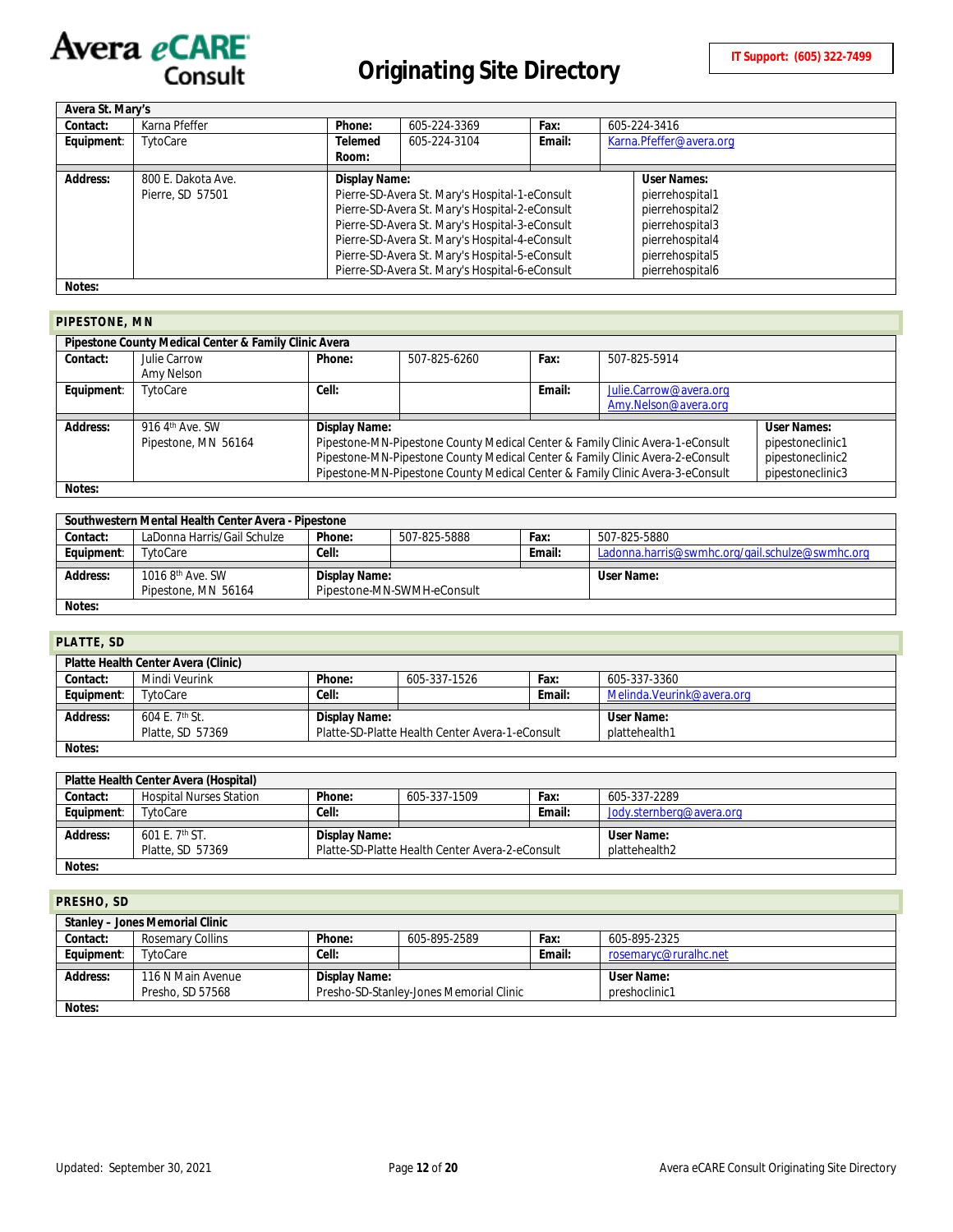# Avera eCARE Consult

## Originating Site Directory

**IT Support: (605) 322-7499**

| Avera St. Mary's | | | | | |
|---|---|---|---|---|---|
| **Contact:** | Karna Pfeffer | **Phone:** | 605-224-3369 | **Fax:** | 605-224-3416 |
| **Equipment:** | TytoCare | **Telemed Room:** | 605-224-3104 | **Email:** | Karna.Pfeffer@avera.org |
| **Address:** | 800 E. Dakota Ave.<br>Pierre, SD 57501 | **Display Name:** | Pierre-SD-Avera St. Mary's Hospital-1-eConsult<br>Pierre-SD-Avera St. Mary's Hospital-2-eConsult<br>Pierre-SD-Avera St. Mary's Hospital-3-eConsult<br>Pierre-SD-Avera St. Mary's Hospital-4-eConsult<br>Pierre-SD-Avera St. Mary's Hospital-5-eConsult<br>Pierre-SD-Avera St. Mary's Hospital-6-eConsult | **User Names:** | pierrehospital1<br>pierrehospital2<br>pierrehospital3<br>pierrehospital4<br>pierrehospital5<br>pierrehospital6 |
| **Notes:** | | | | | |

## PIPESTONE, MN

| Pipestone County Medical Center & Family Clinic Avera | | | | | |
|---|---|---|---|---|---|
| **Contact:** | Julie Carrow<br>Amy Nelson | **Phone:** | 507-825-6260 | **Fax:** | 507-825-5914 |
| **Equipment:** | TytoCare | **Cell:** | | **Email:** | Julie.Carrow@avera.org<br>Amy.Nelson@avera.org |
| **Address:** | 916 4th Ave. SW<br>Pipestone, MN 56164 | **Display Name:** | Pipestone-MN-Pipestone County Medical Center & Family Clinic Avera-1-eConsult<br>Pipestone-MN-Pipestone County Medical Center & Family Clinic Avera-2-eConsult<br>Pipestone-MN-Pipestone County Medical Center & Family Clinic Avera-3-eConsult | **User Names:** | pipestoneclinic1<br>pipestoneclinic2<br>pipestoneclinic3 |
| **Notes:** | | | | | |

| Southwestern Mental Health Center Avera - Pipestone | | | | | |
|---|---|---|---|---|---|
| **Contact:** | LaDonna Harris/Gail Schulze | **Phone:** | 507-825-5888 | **Fax:** | 507-825-5880 |
| **Equipment:** | TytoCare | **Cell:** | | **Email:** | Ladonna.harris@swmhc.org/gail.schulze@swmhc.org |
| **Address:** | 1016 8th Ave. SW<br>Pipestone, MN 56164 | **Display Name:** | Pipestone-MN-SWMH-eConsult | **User Name:** | |
| **Notes:** | | | | | |

## PLATTE, SD

| Platte Health Center Avera (Clinic) | | | | | |
|---|---|---|---|---|---|
| **Contact:** | Mindi Veurink | **Phone:** | 605-337-1526 | **Fax:** | 605-337-3360 |
| **Equipment:** | TytoCare | **Cell:** | | **Email:** | Melinda.Veurink@avera.org |
| **Address:** | 604 E. 7th St.<br>Platte, SD 57369 | **Display Name:** | Platte-SD-Platte Health Center Avera-1-eConsult | **User Name:** | plattehealth1 |
| **Notes:** | | | | | |

| Platte Health Center Avera (Hospital) | | | | | |
|---|---|---|---|---|---|
| **Contact:** | Hospital Nurses Station | **Phone:** | 605-337-1509 | **Fax:** | 605-337-2289 |
| **Equipment:** | TytoCare | **Cell:** | | **Email:** | Jody.sternberg@avera.org |
| **Address:** | 601 E. 7th ST.<br>Platte, SD 57369 | **Display Name:** | Platte-SD-Platte Health Center Avera-2-eConsult | **User Name:** | plattehealth2 |
| **Notes:** | | | | | |

## PRESHO, SD

| Stanley – Jones Memorial Clinic | | | | | |
|---|---|---|---|---|---|
| **Contact:** | Rosemary Collins | **Phone:** | 605-895-2589 | **Fax:** | 605-895-2325 |
| **Equipment:** | TytoCare | **Cell:** | | **Email:** | rosemaryc@ruralhc.net |
| **Address:** | 116 N Main Avenue<br>Presho, SD 57568 | **Display Name:** | Presho-SD-Stanley-Jones Memorial Clinic | **User Name:** | preshoclinic1 |
| **Notes:** | | | | | |

Updated: September 30, 2021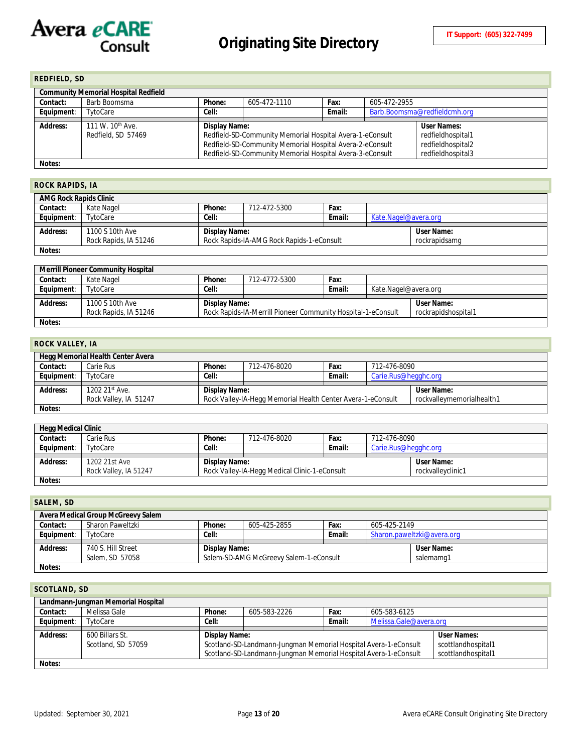# Originating Site Directory

**IT Support: (605) 322-7499**

## REDFIELD, SD

| Community Memorial Hospital Redfield | | | | | |
|---|---|---|---|---|---|
| **Contact:** | Barb Boomsma | **Phone:** | 605-472-1110 | **Fax:** | 605-472-2955 |
| **Equipment:** | TytoCare | **Cell:** | | **Email:** | Barb.Boomsma@redfieldcmh.org |
| **Address:** | 111 W. 10th Ave.<br>Redfield, SD 57469 | **Display Name:**<br>Redfield-SD-Community Memorial Hospital Avera-1-eConsult<br>Redfield-SD-Community Memorial Hospital Avera-2-eConsult<br>Redfield-SD-Community Memorial Hospital Avera-3-eConsult | | | **User Names:**<br>redfieldhospital1<br>redfieldhospital2<br>redfieldhospital3 |
| **Notes:** | | | | | |

## ROCK RAPIDS, IA

| AMG Rock Rapids Clinic | | | | | |
|---|---|---|---|---|---|
| **Contact:** | Kate Nagel | **Phone:** | 712-472-5300 | **Fax:** | |
| **Equipment:** | TytoCare | **Cell:** | | **Email:** | Kate.Nagel@avera.org |
| **Address:** | 1100 S 10th Ave<br>Rock Rapids, IA 51246 | **Display Name:**<br>Rock Rapids-IA-AMG Rock Rapids-1-eConsult | | | **User Name:**<br>rockrapidsamg |
| **Notes:** | | | | | |

| Merrill Pioneer Community Hospital | | | | | |
|---|---|---|---|---|---|
| **Contact:** | Kate Nagel | **Phone:** | 712-4772-5300 | **Fax:** | |
| **Equipment:** | TytoCare | **Cell:** | | **Email:** | Kate.Nagel@avera.org |
| **Address:** | 1100 S 10th Ave<br>Rock Rapids, IA 51246 | **Display Name:**<br>Rock Rapids-IA-Merrill Pioneer Community Hospital-1-eConsult | | | **User Name:**<br>rockrapidshospital1 |
| **Notes:** | | | | | |

## ROCK VALLEY, IA

| Hegg Memorial Health Center Avera | | | | | |
|---|---|---|---|---|---|
| **Contact:** | Carie Rus | **Phone:** | 712-476-8020 | **Fax:** | 712-476-8090 |
| **Equipment:** | TytoCare | **Cell:** | | **Email:** | Carie.Rus@hegghc.org |
| **Address:** | 1202 21st Ave.<br>Rock Valley, IA 51247 | **Display Name:**<br>Rock Valley-IA-Hegg Memorial Health Center Avera-1-eConsult | | | **User Name:**<br>rockvalleymemorialhealth1 |
| **Notes:** | | | | | |

| Hegg Medical Clinic | | | | | |
|---|---|---|---|---|---|
| **Contact:** | Carie Rus | **Phone:** | 712-476-8020 | **Fax:** | 712-476-8090 |
| **Equipment:** | TytoCare | **Cell:** | | **Email:** | Carie.Rus@hegghc.org |
| **Address:** | 1202 21st Ave<br>Rock Valley, IA 51247 | **Display Name:**<br>Rock Valley-IA-Hegg Medical Clinic-1-eConsult | | | **User Name:**<br>rockvalleyclinic1 |
| **Notes:** | | | | | |

## SALEM, SD

| Avera Medical Group McGreevy Salem | | | | | |
|---|---|---|---|---|---|
| **Contact:** | Sharon Paweltzki | **Phone:** | 605-425-2855 | **Fax:** | 605-425-2149 |
| **Equipment:** | TytoCare | **Cell:** | | **Email:** | Sharon.paweltzki@avera.org |
| **Address:** | 740 S. Hill Street<br>Salem, SD 57058 | **Display Name:**<br>Salem-SD-AMG McGreevy Salem-1-eConsult | | | **User Name:**<br>salemamg1 |
| **Notes:** | | | | | |

## SCOTLAND, SD

| Landmann-Jungman Memorial Hospital | | | | | |
|---|---|---|---|---|---|
| **Contact:** | Melissa Gale | **Phone:** | 605-583-2226 | **Fax:** | 605-583-6125 |
| **Equipment:** | TytoCare | **Cell:** | | **Email:** | Melissa.Gale@avera.org |
| **Address:** | 600 Billars St.<br>Scotland, SD 57059 | **Display Name:**<br>Scotland-SD-Landmann-Jungman Memorial Hospital Avera-1-eConsult<br>Scotland-SD-Landmann-Jungman Memorial Hospital Avera-1-eConsult | | | **User Names:**<br>scottlandhospital1<br>scottlandhospital1 |
| **Notes:** | | | | | |

Updated: September 30, 2021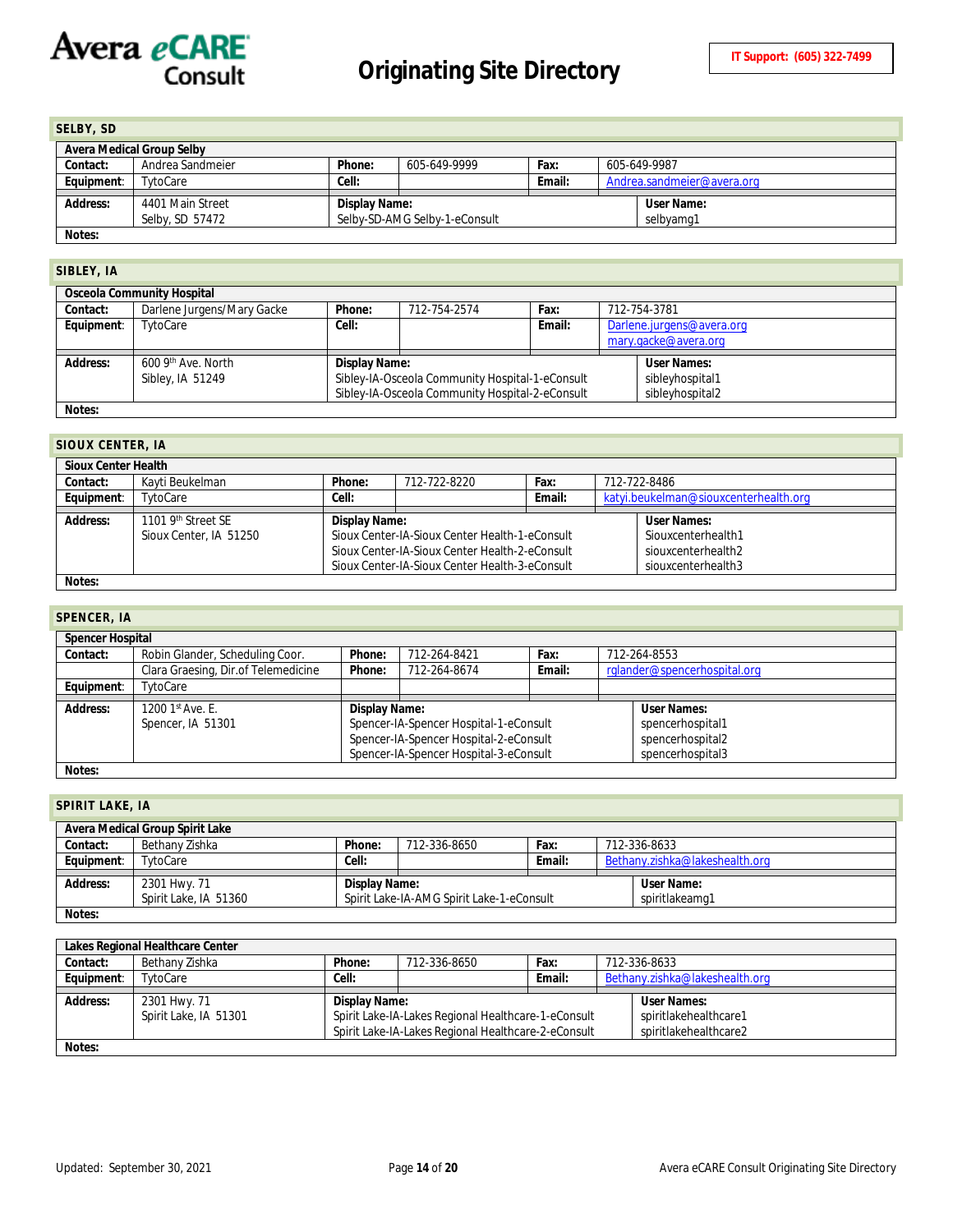# Originating Site Directory

**IT Support: (605) 322-7499**

## SELBY, SD

| **Avera Medical Group Selby** | | | | | |
|---|---|---|---|---|---|
| **Contact:** | Andrea Sandmeier | **Phone:** | 605-649-9999 | **Fax:** | 605-649-9987 |
| **Equipment:** | TytoCare | **Cell:** | | **Email:** | Andrea.sandmeier@avera.org |
| **Address:** | 4401 Main Street<br>Selby, SD 57472 | **Display Name:**<br>Selby-SD-AMG Selby-1-eConsult | | **User Name:**<br>selbyamg1 | |
| **Notes:** | | | | | |

## SIBLEY, IA

| **Osceola Community Hospital** | | | | | |
|---|---|---|---|---|---|
| **Contact:** | Darlene Jurgens/Mary Gacke | **Phone:** | 712-754-2574 | **Fax:** | 712-754-3781 |
| **Equipment:** | TytoCare | **Cell:** | | **Email:** | Darlene.jurgens@avera.org<br>mary.gacke@avera.org |
| **Address:** | 600 9th Ave. North<br>Sibley, IA 51249 | **Display Name:**<br>Sibley-IA-Osceola Community Hospital-1-eConsult<br>Sibley-IA-Osceola Community Hospital-2-eConsult | | **User Names:**<br>sibleyhospital1<br>sibleyhospital2 | |
| **Notes:** | | | | | |

## SIOUX CENTER, IA

| **Sioux Center Health** | | | | | |
|---|---|---|---|---|---|
| **Contact:** | Kayti Beukelman | **Phone:** | 712-722-8220 | **Fax:** | 712-722-8486 |
| **Equipment:** | TytoCare | **Cell:** | | **Email:** | katyi.beukelman@siouxcenterhealth.org |
| **Address:** | 1101 9th Street SE<br>Sioux Center, IA 51250 | **Display Name:**<br>Sioux Center-IA-Sioux Center Health-1-eConsult<br>Sioux Center-IA-Sioux Center Health-2-eConsult<br>Sioux Center-IA-Sioux Center Health-3-eConsult | | **User Names:**<br>Siouxcenterhealth1<br>siouxcenterhealth2<br>siouxcenterhealth3 | |
| **Notes:** | | | | | |

## SPENCER, IA

| **Spencer Hospital** | | | | | |
|---|---|---|---|---|---|
| **Contact:** | Robin Glander, Scheduling Coor. | **Phone:** | 712-264-8421 | **Fax:** | 712-264-8553 |
| | Clara Graesing, Dir.of Telemedicine | **Phone:** | 712-264-8674 | **Email:** | rglander@spencerhospital.org |
| **Equipment:** | TytoCare | | | | |
| **Address:** | 1200 1st Ave. E.<br>Spencer, IA 51301 | **Display Name:**<br>Spencer-IA-Spencer Hospital-1-eConsult<br>Spencer-IA-Spencer Hospital-2-eConsult<br>Spencer-IA-Spencer Hospital-3-eConsult | | **User Names:**<br>spencerhospital1<br>spencerhospital2<br>spencerhospital3 | |
| **Notes:** | | | | | |

## SPIRIT LAKE, IA

| **Avera Medical Group Spirit Lake** | | | | | |
|---|---|---|---|---|---|
| **Contact:** | Bethany Zishka | **Phone:** | 712-336-8650 | **Fax:** | 712-336-8633 |
| **Equipment:** | TytoCare | **Cell:** | | **Email:** | Bethany.zishka@lakeshealth.org |
| **Address:** | 2301 Hwy. 71<br>Spirit Lake, IA 51360 | **Display Name:**<br>Spirit Lake-IA-AMG Spirit Lake-1-eConsult | | **User Name:**<br>spiritlakeamg1 | |
| **Notes:** | | | | | |

| **Lakes Regional Healthcare Center** | | | | | |
|---|---|---|---|---|---|
| **Contact:** | Bethany Zishka | **Phone:** | 712-336-8650 | **Fax:** | 712-336-8633 |
| **Equipment:** | TytoCare | **Cell:** | | **Email:** | Bethany.zishka@lakeshealth.org |
| **Address:** | 2301 Hwy. 71<br>Spirit Lake, IA 51301 | **Display Name:**<br>Spirit Lake-IA-Lakes Regional Healthcare-1-eConsult<br>Spirit Lake-IA-Lakes Regional Healthcare-2-eConsult | | **User Names:**<br>spiritlakehealthcare1<br>spiritlakehealthcare2 | |
| **Notes:** | | | | | |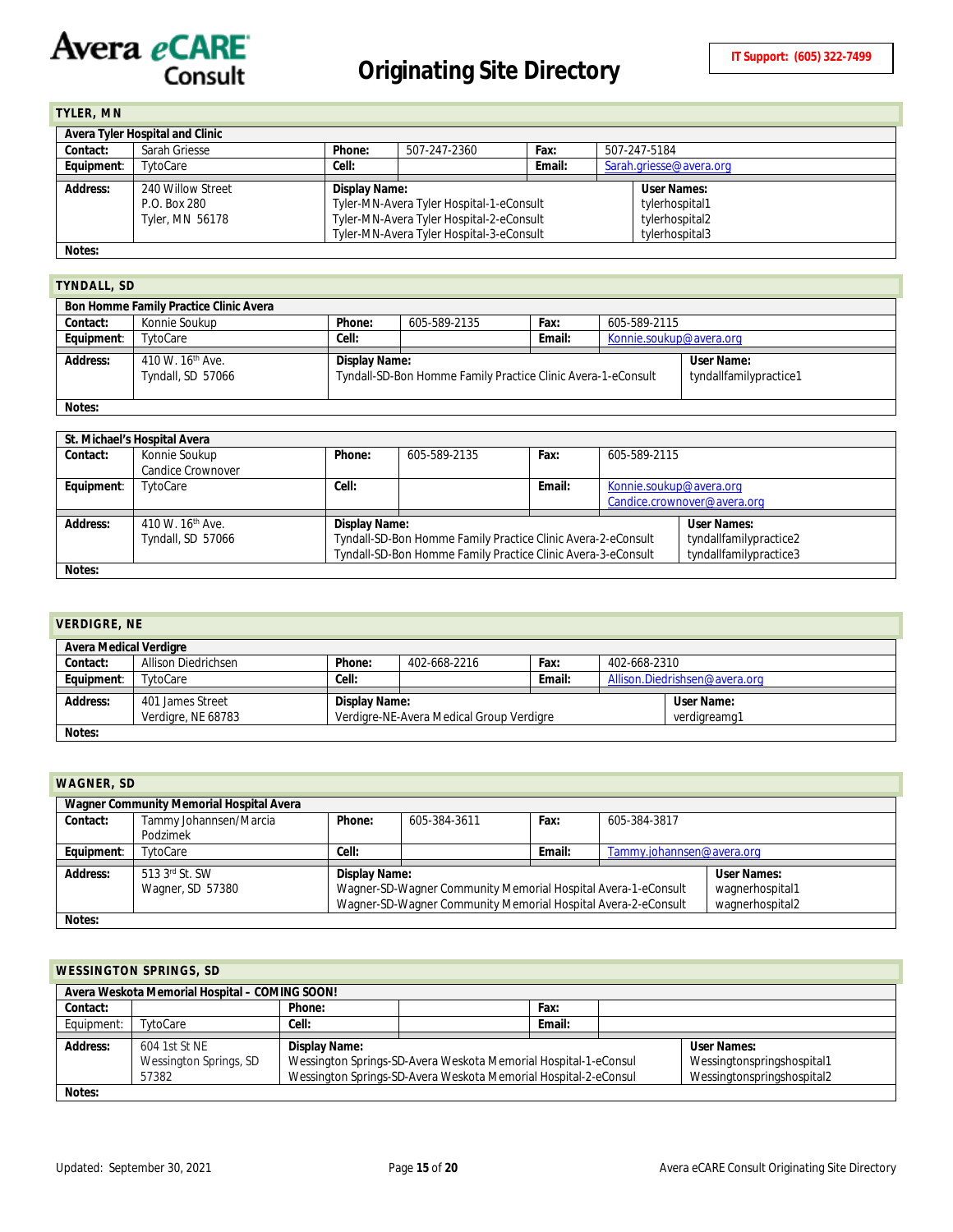# Avera eCARE Consult

## Originating Site Directory

**IT Support: (605) 322-7499**

### TYLER, MN

| Avera Tyler Hospital and Clinic | | | | | |
|---|---|---|---|---|---|
| **Contact:** | Sarah Griesse | **Phone:** | 507-247-2360 | **Fax:** | 507-247-5184 |
| **Equipment:** | TytoCare | **Cell:** | | **Email:** | Sarah.griesse@avera.org |
| **Address:** | 240 Willow Street<br>P.O. Box 280<br>Tyler, MN 56178 | **Display Name:**<br>Tyler-MN-Avera Tyler Hospital-1-eConsult<br>Tyler-MN-Avera Tyler Hospital-2-eConsult<br>Tyler-MN-Avera Tyler Hospital-3-eConsult | | **User Names:**<br>tylerhospital1<br>tylerhospital2<br>tylerhospital3 | |
| **Notes:** | | | | | |

### TYNDALL, SD

| Bon Homme Family Practice Clinic Avera | | | | | |
|---|---|---|---|---|---|
| **Contact:** | Konnie Soukup | **Phone:** | 605-589-2135 | **Fax:** | 605-589-2115 |
| **Equipment:** | TytoCare | **Cell:** | | **Email:** | Konnie.soukup@avera.org |
| **Address:** | 410 W. 16th Ave.<br>Tyndall, SD 57066 | **Display Name:**<br>Tyndall-SD-Bon Homme Family Practice Clinic Avera-1-eConsult | | **User Name:**<br>tyndallfamilypractice1 | |
| **Notes:** | | | | | |

| St. Michael's Hospital Avera | | | | | |
|---|---|---|---|---|---|
| **Contact:** | Konnie Soukup<br>Candice Crownover | **Phone:** | 605-589-2135 | **Fax:** | 605-589-2115 |
| **Equipment:** | TytoCare | **Cell:** | | **Email:** | Konnie.soukup@avera.org<br>Candice.crownover@avera.org |
| **Address:** | 410 W. 16th Ave.<br>Tyndall, SD 57066 | **Display Name:**<br>Tyndall-SD-Bon Homme Family Practice Clinic Avera-2-eConsult<br>Tyndall-SD-Bon Homme Family Practice Clinic Avera-3-eConsult | | **User Names:**<br>tyndallfamilypractice2<br>tyndallfamilypractice3 | |
| **Notes:** | | | | | |

### VERDIGRE, NE

| Avera Medical Verdigre | | | | | |
|---|---|---|---|---|---|
| **Contact:** | Allison Diedrichsen | **Phone:** | 402-668-2216 | **Fax:** | 402-668-2310 |
| **Equipment:** | TytoCare | **Cell:** | | **Email:** | Allison.Diedrishsen@avera.org |
| **Address:** | 401 James Street<br>Verdigre, NE 68783 | **Display Name:**<br>Verdigre-NE-Avera Medical Group Verdigre | | **User Name:**<br>verdigreamg1 | |
| **Notes:** | | | | | |

### WAGNER, SD

| Wagner Community Memorial Hospital Avera | | | | | |
|---|---|---|---|---|---|
| **Contact:** | Tammy Johannsen/Marcia Podzimek | **Phone:** | 605-384-3611 | **Fax:** | 605-384-3817 |
| **Equipment:** | TytoCare | **Cell:** | | **Email:** | Tammy.johannsen@avera.org |
| **Address:** | 513 3rd St. SW<br>Wagner, SD 57380 | **Display Name:**<br>Wagner-SD-Wagner Community Memorial Hospital Avera-1-eConsult<br>Wagner-SD-Wagner Community Memorial Hospital Avera-2-eConsult | | **User Names:**<br>wagnerhospital1<br>wagnerhospital2 | |
| **Notes:** | | | | | |

### WESSINGTON SPRINGS, SD

| Avera Weskota Memorial Hospital – COMING SOON! | | | | | |
|---|---|---|---|---|---|
| **Contact:** | | **Phone:** | | **Fax:** | |
| Equipment: | TytoCare | **Cell:** | | **Email:** | |
| **Address:** | 604 1st St NE<br>Wessington Springs, SD 57382 | **Display Name:**<br>Wessington Springs-SD-Avera Weskota Memorial Hospital-1-eConsul<br>Wessington Springs-SD-Avera Weskota Memorial Hospital-2-eConsul | | **User Names:**<br>Wessingtonspringshospital1<br>Wessingtonspringshospital2 | |
| **Notes:** | | | | | |

Updated: September 30, 2021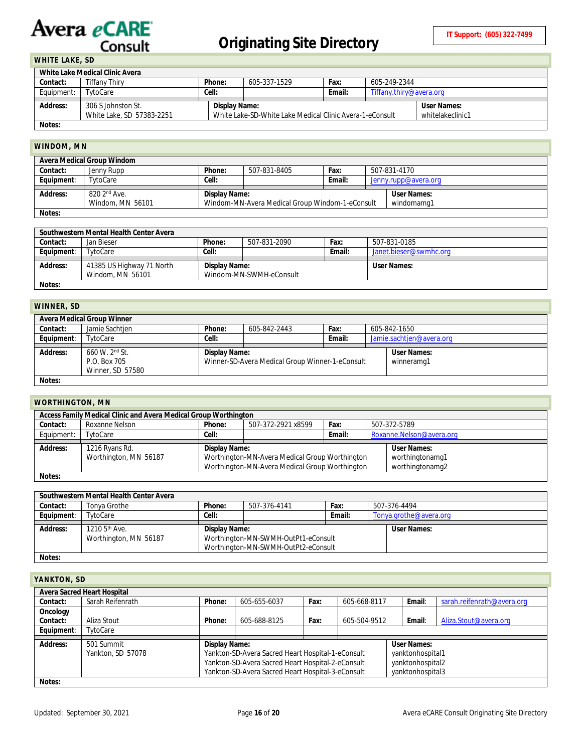# Avera eCARE Consult

## Originating Site Directory

**IT Support: (605) 322-7499**

### WHITE LAKE, SD

| White Lake Medical Clinic Avera | | | | | |
|---|---|---|---|---|---|
| **Contact:** | Tiffany Thiry | **Phone:** | 605-337-1529 | **Fax:** | 605-249-2344 |
| Equipment: | TytoCare | **Cell:** | | **Email:** | Tiffany.thiry@avera.org |
| **Address:** | 306 S Johnston St.<br>White Lake, SD 57383-2251 | **Display Name:**<br>White Lake-SD-White Lake Medical Clinic Avera-1-eConsult | | | **User Names:**<br>whitelakeclinic1 |
| **Notes:** | | | | | |

### WINDOM, MN

| Avera Medical Group Windom | | | | | |
|---|---|---|---|---|---|
| **Contact:** | Jenny Rupp | **Phone:** | 507-831-8405 | **Fax:** | 507-831-4170 |
| **Equipment:** | TytoCare | **Cell:** | | **Email:** | Jenny.rupp@avera.org |
| **Address:** | 820 2nd Ave.<br>Windom, MN 56101 | **Display Name:**<br>Windom-MN-Avera Medical Group Windom-1-eConsult | | | **User Names:**<br>windomamg1 |
| **Notes:** | | | | | |

| Southwestern Mental Health Center Avera | | | | | |
|---|---|---|---|---|---|
| **Contact:** | Jan Bieser | **Phone:** | 507-831-2090 | **Fax:** | 507-831-0185 |
| **Equipment:** | TytoCare | **Cell:** | | **Email:** | Janet.bieser@swmhc.org |
| **Address:** | 41385 US Highway 71 North<br>Windom, MN 56101 | **Display Name:**<br>Windom-MN-SWMH-eConsult | | | **User Names:** |
| **Notes:** | | | | | |

### WINNER, SD

| Avera Medical Group Winner | | | | | |
|---|---|---|---|---|---|
| **Contact:** | Jamie Sachtjen | **Phone:** | 605-842-2443 | **Fax:** | 605-842-1650 |
| **Equipment:** | TytoCare | **Cell:** | | **Email:** | Jamie.sachtjen@avera.org |
| **Address:** | 660 W. 2nd St.<br>P.O. Box 705<br>Winner, SD 57580 | **Display Name:**<br>Winner-SD-Avera Medical Group Winner-1-eConsult | | | **User Names:**<br>winneramg1 |
| **Notes:** | | | | | |

### WORTHINGTON, MN

| Access Family Medical Clinic and Avera Medical Group Worthington | | | | | |
|---|---|---|---|---|---|
| **Contact:** | Roxanne Nelson | **Phone:** | 507-372-2921 x8599 | **Fax:** | 507-372-5789 |
| Equipment: | TytoCare | **Cell:** | | **Email:** | Roxanne.Nelson@avera.org |
| **Address:** | 1216 Ryans Rd.<br>Worthington, MN 56187 | **Display Name:**<br>Worthington-MN-Avera Medical Group Worthington<br>Worthington-MN-Avera Medical Group Worthington | | | **User Names:**<br>worthingtonamg1<br>worthingtonamg2 |
| **Notes:** | | | | | |

| Southwestern Mental Health Center Avera | | | | | |
|---|---|---|---|---|---|
| **Contact:** | Tonya Grothe | **Phone:** | 507-376-4141 | **Fax:** | 507-376-4494 |
| **Equipment:** | TytoCare | **Cell:** | | **Email:** | Tonya.grothe@avera.org |
| **Address:** | 1210 5th Ave.<br>Worthington, MN 56187 | **Display Name:**<br>Worthington-MN-SWMH-OutPt1-eConsult<br>Worthington-MN-SWMH-OutPt2-eConsult | | | **User Names:** |
| **Notes:** | | | | | |

### YANKTON, SD

| Avera Sacred Heart Hospital | | | | | | | |
|---|---|---|---|---|---|---|---|
| **Contact:** | Sarah Reifenrath | **Phone:** | 605-655-6037 | **Fax:** | 605-668-8117 | **Email:** | sarah.reifenrath@avera.org |
| **Oncology Contact:** | Aliza Stout | **Phone:** | 605-688-8125 | **Fax:** | 605-504-9512 | **Email:** | Aliza.Stout@avera.org |
| **Equipment:** | TytoCare | | | | | | |
| **Address:** | 501 Summit<br>Yankton, SD 57078 | **Display Name:**<br>Yankton-SD-Avera Sacred Heart Hospital-1-eConsult<br>Yankton-SD-Avera Sacred Heart Hospital-2-eConsult<br>Yankton-SD-Avera Sacred Heart Hospital-3-eConsult | | | | **User Names:**<br>yanktonhospital1<br>yanktonhospital2<br>yanktonhospital3 | |
| **Notes:** | | | | | | | |

Updated: September 30, 2021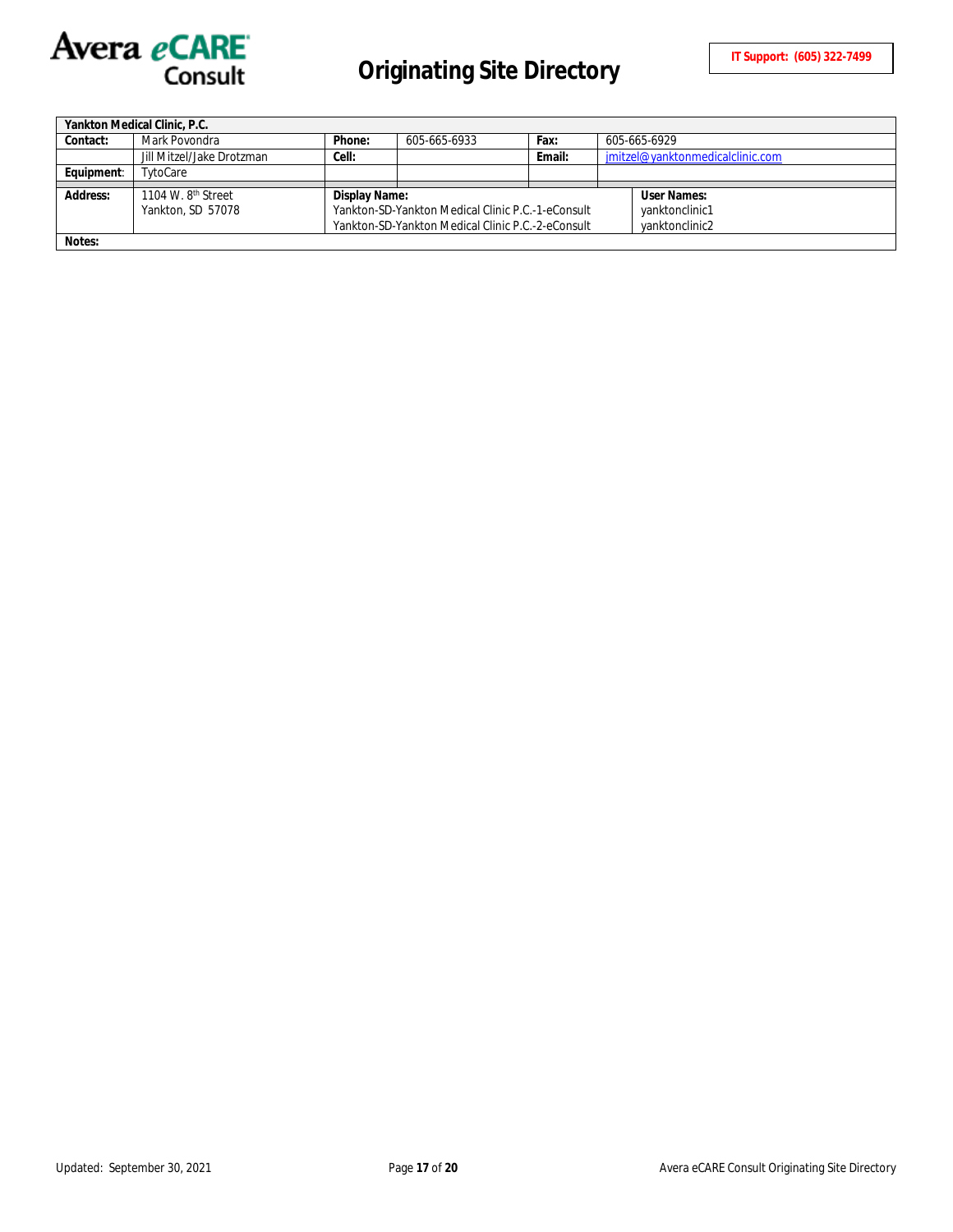# Originating Site Directory

**IT Support: (605) 322-7499**

| **Yankton Medical Clinic, P.C.** | | | | | |
|---|---|---|---|---|---|
| **Contact:** | Mark Povondra | **Phone:** | 605-665-6933 | **Fax:** | 605-665-6929 |
| | Jill Mitzel/Jake Drotzman | **Cell:** | | **Email:** | jmitzel@yanktonmedicalclinic.com |
| **Equipment**: | TytoCare | | | | |
| **Address:** | 1104 W. 8th Street<br>Yankton, SD 57078 | **Display Name:**<br>Yankton-SD-Yankton Medical Clinic P.C.-1-eConsult<br>Yankton-SD-Yankton Medical Clinic P.C.-2-eConsult | | | **User Names:**<br>yanktonclinic1<br>yanktonclinic2 |
| **Notes:** | | | | | |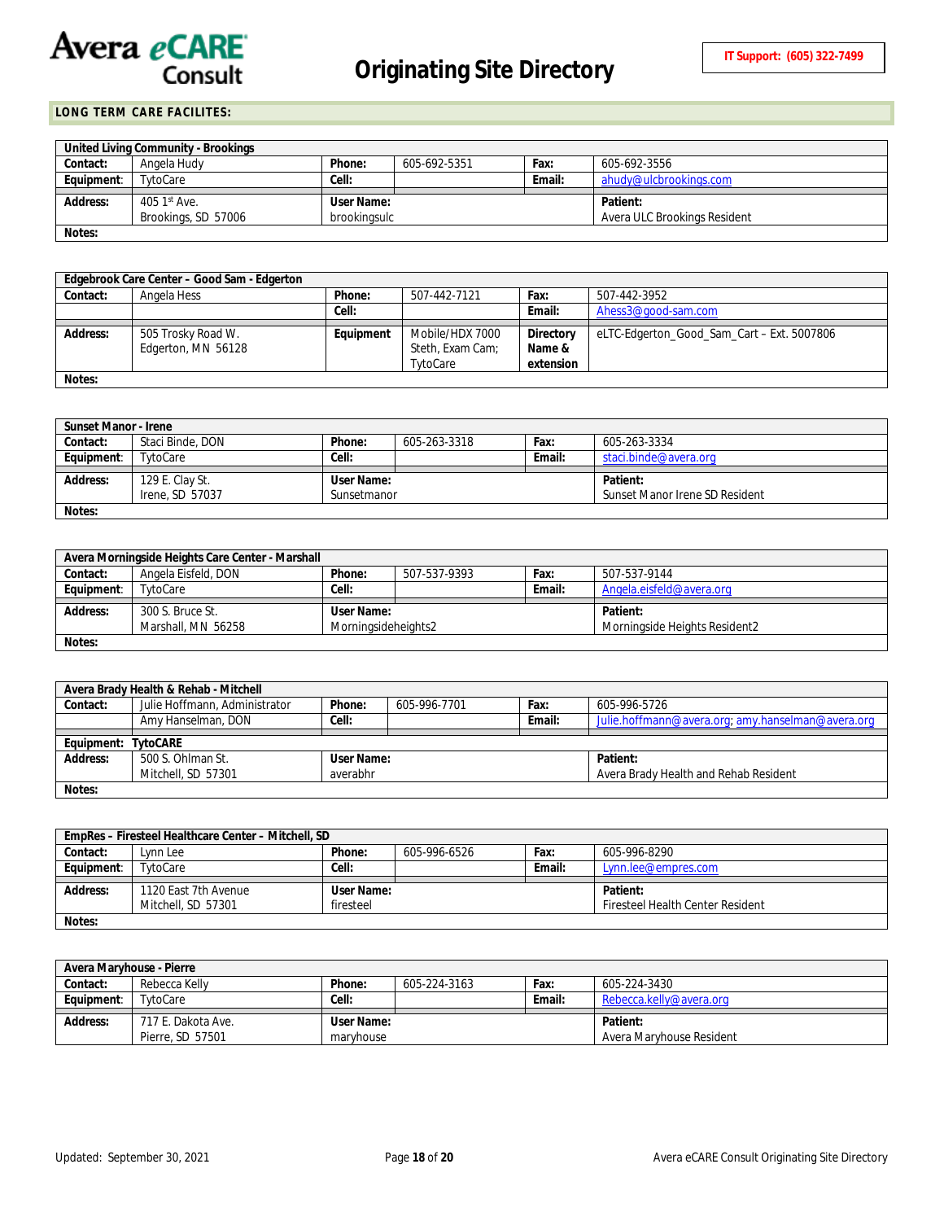**LONG TERM CARE FACILITES:**

| United Living Community - Brookings | | | | | |
|---|---|---|---|---|---|
| **Contact:** | Angela Hudy | **Phone:** | 605-692-5351 | **Fax:** | 605-692-3556 |
| **Equipment:** | TytoCare | **Cell:** | | **Email:** | ahudy@ulcbrookings.com |
| **Address:** | 405 1st Ave.<br>Brookings, SD 57006 | **User Name:**<br>brookingsulc | | **Patient:**<br>Avera ULC Brookings Resident | |
| **Notes:** | | | | | |

| Edgebrook Care Center – Good Sam - Edgerton | | | | | |
|---|---|---|---|---|---|
| **Contact:** | Angela Hess | **Phone:** | 507-442-7121 | **Fax:** | 507-442-3952 |
| | | **Cell:** | | **Email:** | Ahess3@good-sam.com |
| **Address:** | 505 Trosky Road W.<br>Edgerton, MN 56128 | **Equipment** | Mobile/HDX 7000<br>Steth, Exam Cam;<br>TytoCare | **Directory Name & extension** | eLTC-Edgerton_Good_Sam_Cart – Ext. 5007806 |
| **Notes:** | | | | | |

| Sunset Manor - Irene | | | | | |
|---|---|---|---|---|---|
| **Contact:** | Staci Binde, DON | **Phone:** | 605-263-3318 | **Fax:** | 605-263-3334 |
| **Equipment:** | TytoCare | **Cell:** | | **Email:** | staci.binde@avera.org |
| **Address:** | 129 E. Clay St.<br>Irene, SD 57037 | **User Name:**<br>Sunsetmanor | | **Patient:**<br>Sunset Manor Irene SD Resident | |
| **Notes:** | | | | | |

| Avera Morningside Heights Care Center - Marshall | | | | | |
|---|---|---|---|---|---|
| **Contact:** | Angela Eisfeld, DON | **Phone:** | 507-537-9393 | **Fax:** | 507-537-9144 |
| **Equipment:** | TytoCare | **Cell:** | | **Email:** | Angela.eisfeld@avera.org |
| **Address:** | 300 S. Bruce St.<br>Marshall, MN 56258 | **User Name:**<br>Morningsideheights2 | | **Patient:**<br>Morningside Heights Resident2 | |
| **Notes:** | | | | | |

| Avera Brady Health & Rehab - Mitchell | | | | | |
|---|---|---|---|---|---|
| **Contact:** | Julie Hoffmann, Administrator | **Phone:** | 605-996-7701 | **Fax:** | 605-996-5726 |
| | Amy Hanselman, DON | **Cell:** | | **Email:** | Julie.hoffmann@avera.org; amy.hanselman@avera.org |
| **Equipment:** | **TytoCARE** | | | | |
| **Address:** | 500 S. Ohlman St.<br>Mitchell, SD 57301 | **User Name:**<br>averabhr | | **Patient:**<br>Avera Brady Health and Rehab Resident | |
| **Notes:** | | | | | |

| EmpRes – Firesteel Healthcare Center – Mitchell, SD | | | | | |
|---|---|---|---|---|---|
| **Contact:** | Lynn Lee | **Phone:** | 605-996-6526 | **Fax:** | 605-996-8290 |
| **Equipment:** | TytoCare | **Cell:** | | **Email:** | Lynn.lee@empres.com |
| **Address:** | 1120 East 7th Avenue<br>Mitchell, SD 57301 | **User Name:**<br>firesteel | | **Patient:**<br>Firesteel Health Center Resident | |
| **Notes:** | | | | | |

| Avera Maryhouse - Pierre | | | | | |
|---|---|---|---|---|---|
| **Contact:** | Rebecca Kelly | **Phone:** | 605-224-3163 | **Fax:** | 605-224-3430 |
| **Equipment:** | TytoCare | **Cell:** | | **Email:** | Rebecca.kelly@avera.org |
| **Address:** | 717 E. Dakota Ave.<br>Pierre, SD 57501 | **User Name:**<br>maryhouse | | **Patient:**<br>Avera Maryhouse Resident | |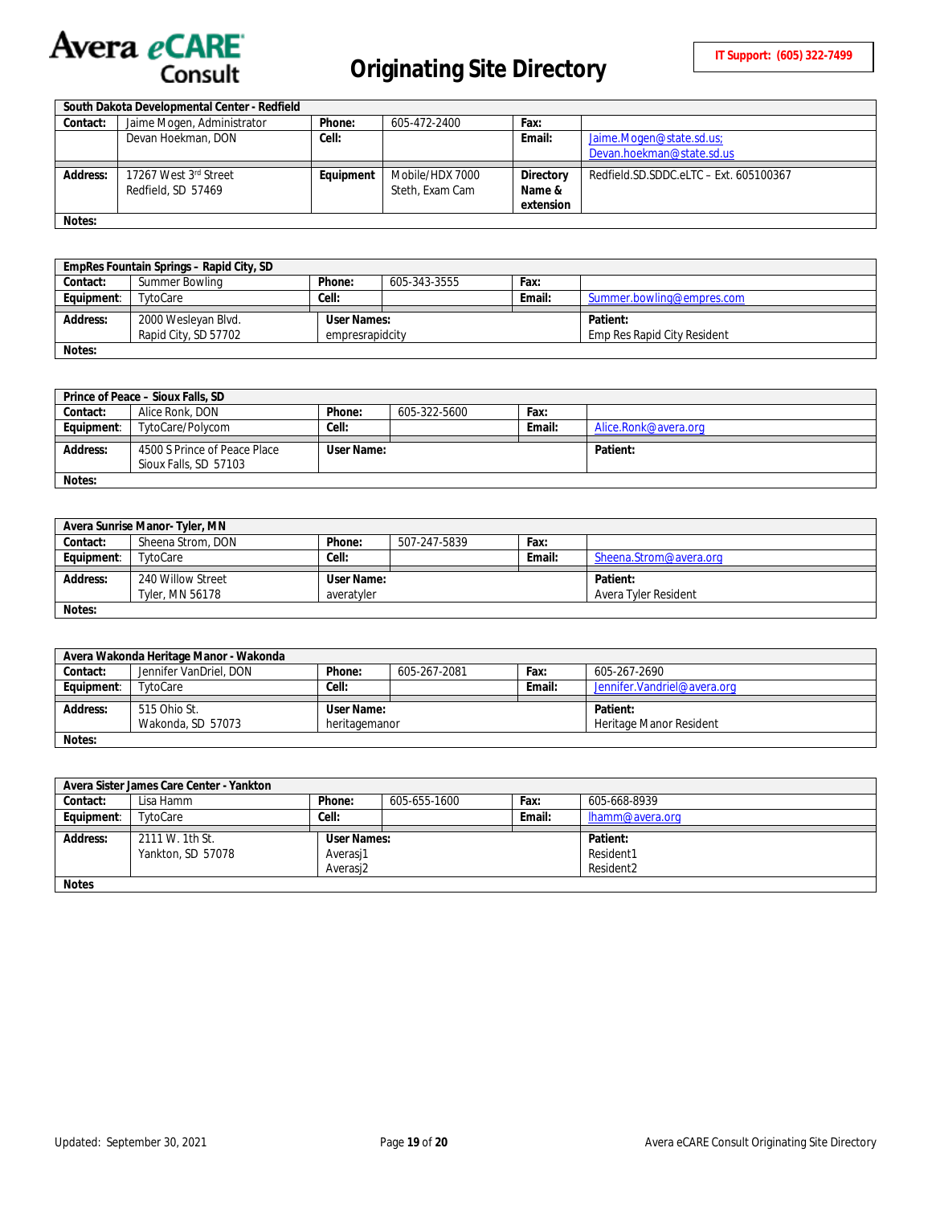# Originating Site Directory

**IT Support: (605) 322-7499**

| South Dakota Developmental Center - Redfield | | | | | |
|---|---|---|---|---|---|
| **Contact:** | Jaime Mogen, Administrator | **Phone:** | 605-472-2400 | **Fax:** | |
| | Devan Hoekman, DON | **Cell:** | | **Email:** | Jaime.Mogen@state.sd.us; Devan.hoekman@state.sd.us |
| **Address:** | 17267 West 3rd Street Redfield, SD 57469 | **Equipment** | Mobile/HDX 7000 Steth, Exam Cam | **Directory Name & extension** | Redfield.SD.SDDC.eLTC – Ext. 605100367 |
| **Notes:** | | | | | |

| EmpRes Fountain Springs – Rapid City, SD | | | | | |
|---|---|---|---|---|---|
| **Contact:** | Summer Bowling | **Phone:** | 605-343-3555 | **Fax:** | |
| **Equipment:** | TytoCare | **Cell:** | | **Email:** | Summer.bowling@empres.com |
| **Address:** | 2000 Wesleyan Blvd. Rapid City, SD 57702 | **User Names:** empresrapidcity | | **Patient:** | Emp Res Rapid City Resident |
| **Notes:** | | | | | |

| Prince of Peace – Sioux Falls, SD | | | | | |
|---|---|---|---|---|---|
| **Contact:** | Alice Ronk, DON | **Phone:** | 605-322-5600 | **Fax:** | |
| **Equipment:** | TytoCare/Polycom | **Cell:** | | **Email:** | Alice.Ronk@avera.org |
| **Address:** | 4500 S Prince of Peace Place Sioux Falls, SD 57103 | **User Name:** | | **Patient:** | |
| **Notes:** | | | | | |

| Avera Sunrise Manor- Tyler, MN | | | | | |
|---|---|---|---|---|---|
| **Contact:** | Sheena Strom, DON | **Phone:** | 507-247-5839 | **Fax:** | |
| **Equipment:** | TytoCare | **Cell:** | | **Email:** | Sheena.Strom@avera.org |
| **Address:** | 240 Willow Street Tyler, MN 56178 | **User Name:** averatyler | | **Patient:** | Avera Tyler Resident |
| **Notes:** | | | | | |

| Avera Wakonda Heritage Manor - Wakonda | | | | | |
|---|---|---|---|---|---|
| **Contact:** | Jennifer VanDriel, DON | **Phone:** | 605-267-2081 | **Fax:** | 605-267-2690 |
| **Equipment:** | TytoCare | **Cell:** | | **Email:** | Jennifer.Vandriel@avera.org |
| **Address:** | 515 Ohio St. Wakonda, SD 57073 | **User Name:** heritagemanor | | **Patient:** | Heritage Manor Resident |
| **Notes:** | | | | | |

| Avera Sister James Care Center - Yankton | | | | | |
|---|---|---|---|---|---|
| **Contact:** | Lisa Hamm | **Phone:** | 605-655-1600 | **Fax:** | 605-668-8939 |
| **Equipment:** | TytoCare | **Cell:** | | **Email:** | lhamm@avera.org |
| **Address:** | 2111 W. 1th St. Yankton, SD 57078 | **User Names:** Averasj1 Averasj2 | | **Patient:** | Resident1 Resident2 |
| **Notes** | | | | | |

Updated: September 30, 2021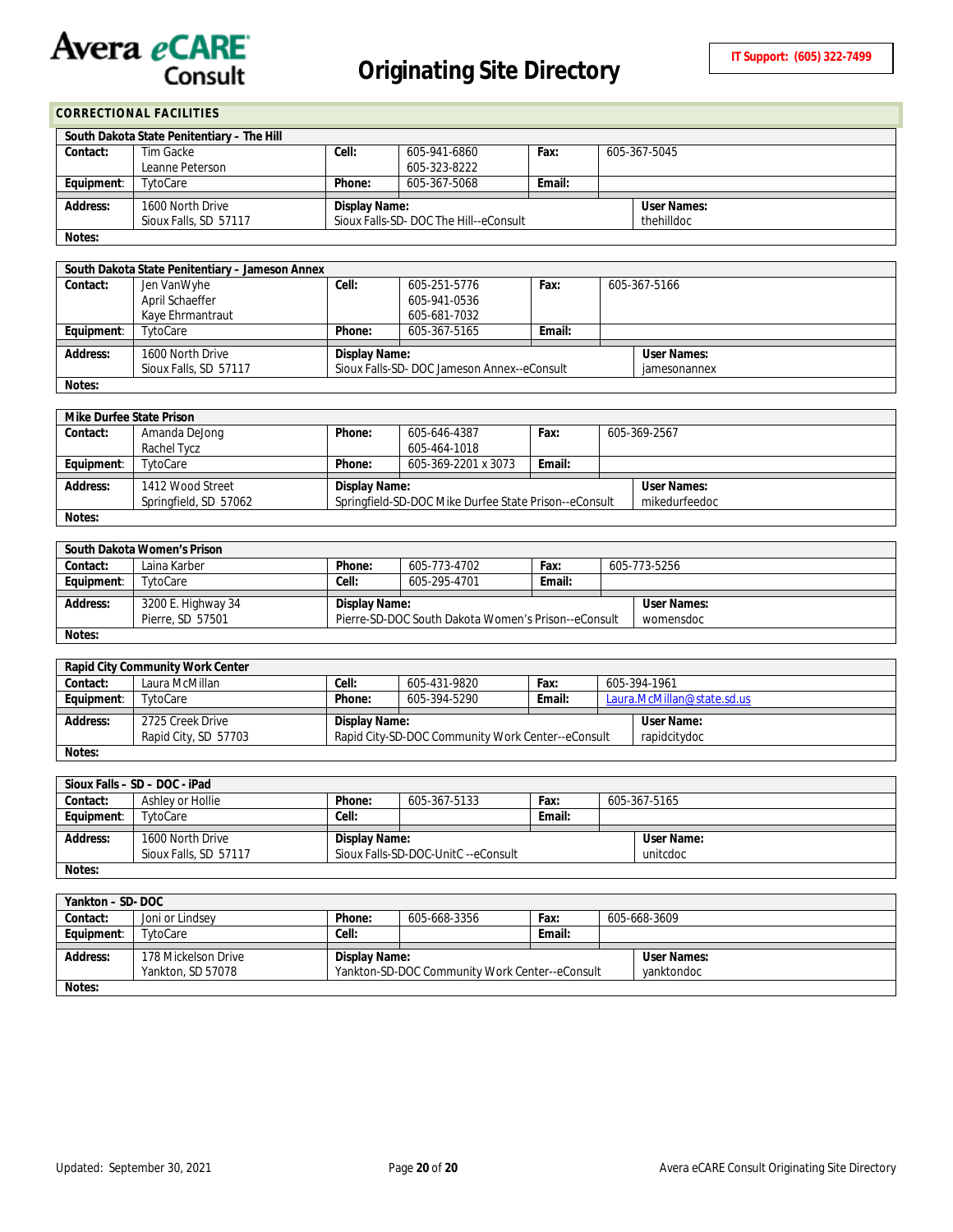# Originating Site Directory

IT Support: (605) 322-7499

## CORRECTIONAL FACILITIES

| South Dakota State Penitentiary – The Hill | | | | | |
|---|---|---|---|---|---|
| **Contact:** | Tim Gacke<br>Leanne Peterson | **Cell:** | 605-941-6860<br>605-323-8222 | **Fax:** | 605-367-5045 |
| **Equipment:** | TytoCare | **Phone:** | 605-367-5068 | **Email:** | |
| **Address:** | 1600 North Drive<br>Sioux Falls, SD 57117 | **Display Name:**<br>Sioux Falls-SD- DOC The Hill--eConsult | | | **User Names:**<br>thehilldoc |
| **Notes:** | | | | | |

| South Dakota State Penitentiary – Jameson Annex | | | | | |
|---|---|---|---|---|---|
| **Contact:** | Jen VanWyhe<br>April Schaeffer<br>Kaye Ehrmantraut | **Cell:** | 605-251-5776<br>605-941-0536<br>605-681-7032 | **Fax:** | 605-367-5166 |
| **Equipment:** | TytoCare | **Phone:** | 605-367-5165 | **Email:** | |
| **Address:** | 1600 North Drive<br>Sioux Falls, SD 57117 | **Display Name:**<br>Sioux Falls-SD- DOC Jameson Annex--eConsult | | | **User Names:**<br>jamesonannex |
| **Notes:** | | | | | |

| Mike Durfee State Prison | | | | | |
|---|---|---|---|---|---|
| **Contact:** | Amanda DeJong<br>Rachel Tycz | **Phone:** | 605-646-4387<br>605-464-1018 | **Fax:** | 605-369-2567 |
| **Equipment:** | TytoCare | **Phone:** | 605-369-2201 x 3073 | **Email:** | |
| **Address:** | 1412 Wood Street<br>Springfield, SD 57062 | **Display Name:**<br>Springfield-SD-DOC Mike Durfee State Prison--eConsult | | | **User Names:**<br>mikedurfeedoc |
| **Notes:** | | | | | |

| South Dakota Women's Prison | | | | | |
|---|---|---|---|---|---|
| **Contact:** | Laina Karber | **Phone:** | 605-773-4702 | **Fax:** | 605-773-5256 |
| **Equipment:** | TytoCare | **Cell:** | 605-295-4701 | **Email:** | |
| **Address:** | 3200 E. Highway 34<br>Pierre, SD 57501 | **Display Name:**<br>Pierre-SD-DOC South Dakota Women's Prison--eConsult | | | **User Names:**<br>womensdoc |
| **Notes:** | | | | | |

| Rapid City Community Work Center | | | | | |
|---|---|---|---|---|---|
| **Contact:** | Laura McMillan | **Cell:** | 605-431-9820 | **Fax:** | 605-394-1961 |
| **Equipment:** | TytoCare | **Phone:** | 605-394-5290 | **Email:** | Laura.McMillan@state.sd.us |
| **Address:** | 2725 Creek Drive<br>Rapid City, SD 57703 | **Display Name:**<br>Rapid City-SD-DOC Community Work Center--eConsult | | | **User Name:**<br>rapidcitydoc |
| **Notes:** | | | | | |

| Sioux Falls – SD – DOC - iPad | | | | | |
|---|---|---|---|---|---|
| **Contact:** | Ashley or Hollie | **Phone:** | 605-367-5133 | **Fax:** | 605-367-5165 |
| **Equipment:** | TytoCare | **Cell:** | | **Email:** | |
| **Address:** | 1600 North Drive<br>Sioux Falls, SD 57117 | **Display Name:**<br>Sioux Falls-SD-DOC-UnitC --eConsult | | | **User Name:**<br>unitcdoc |
| **Notes:** | | | | | |

| Yankton – SD- DOC | | | | | |
|---|---|---|---|---|---|
| **Contact:** | Joni or Lindsey | **Phone:** | 605-668-3356 | **Fax:** | 605-668-3609 |
| **Equipment:** | TytoCare | **Cell:** | | **Email:** | |
| **Address:** | 178 Mickelson Drive<br>Yankton, SD 57078 | **Display Name:**<br>Yankton-SD-DOC Community Work Center--eConsult | | | **User Names:**<br>yanktondoc |
| **Notes:** | | | | | |

Updated: September 30, 2021